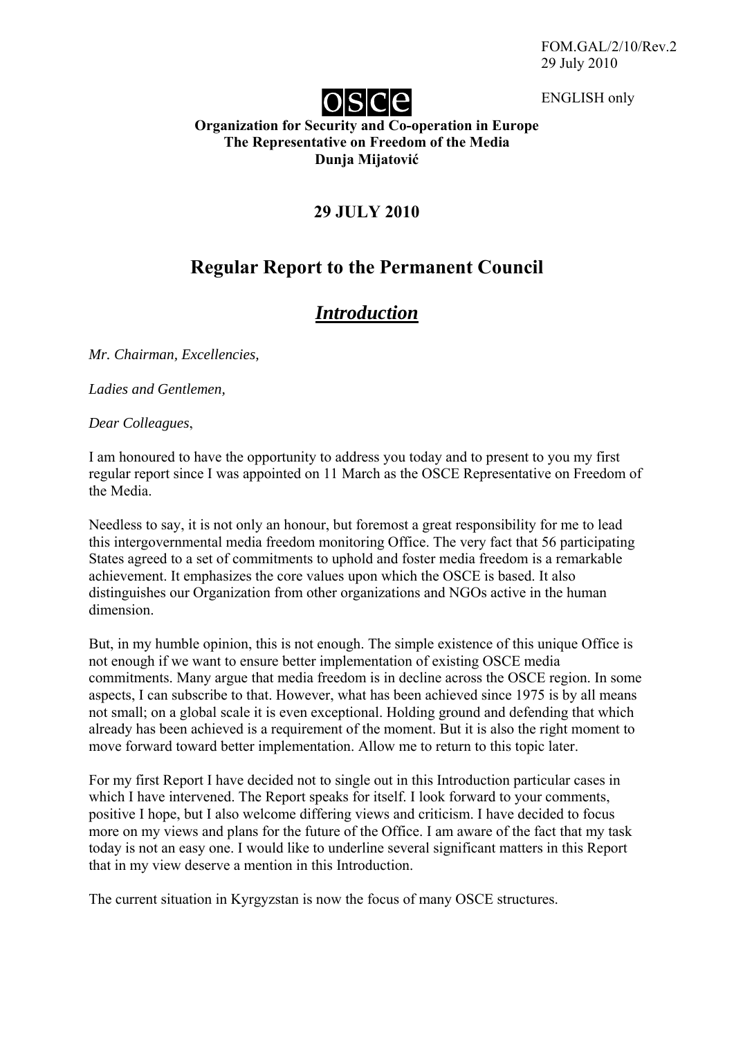FOM.GAL/2/10/Rev.2
29 July 2010

ENGLISH only

OSCE

**Organization for Security and Co-operation in Europe**
**The Representative on Freedom of the Media**
**Dunja Mijatović**

**29 JULY 2010**

# Regular Report to the Permanent Council

## ***Introduction***

*Mr. Chairman, Excellencies,*

*Ladies and Gentlemen,*

*Dear Colleagues*,

I am honoured to have the opportunity to address you today and to present to you my first regular report since I was appointed on 11 March as the OSCE Representative on Freedom of the Media.

Needless to say, it is not only an honour, but foremost a great responsibility for me to lead this intergovernmental media freedom monitoring Office. The very fact that 56 participating States agreed to a set of commitments to uphold and foster media freedom is a remarkable achievement. It emphasizes the core values upon which the OSCE is based. It also distinguishes our Organization from other organizations and NGOs active in the human dimension.

But, in my humble opinion, this is not enough. The simple existence of this unique Office is not enough if we want to ensure better implementation of existing OSCE media commitments. Many argue that media freedom is in decline across the OSCE region. In some aspects, I can subscribe to that. However, what has been achieved since 1975 is by all means not small; on a global scale it is even exceptional. Holding ground and defending that which already has been achieved is a requirement of the moment. But it is also the right moment to move forward toward better implementation. Allow me to return to this topic later.

For my first Report I have decided not to single out in this Introduction particular cases in which I have intervened. The Report speaks for itself. I look forward to your comments, positive I hope, but I also welcome differing views and criticism. I have decided to focus more on my views and plans for the future of the Office. I am aware of the fact that my task today is not an easy one. I would like to underline several significant matters in this Report that in my view deserve a mention in this Introduction.

The current situation in Kyrgyzstan is now the focus of many OSCE structures.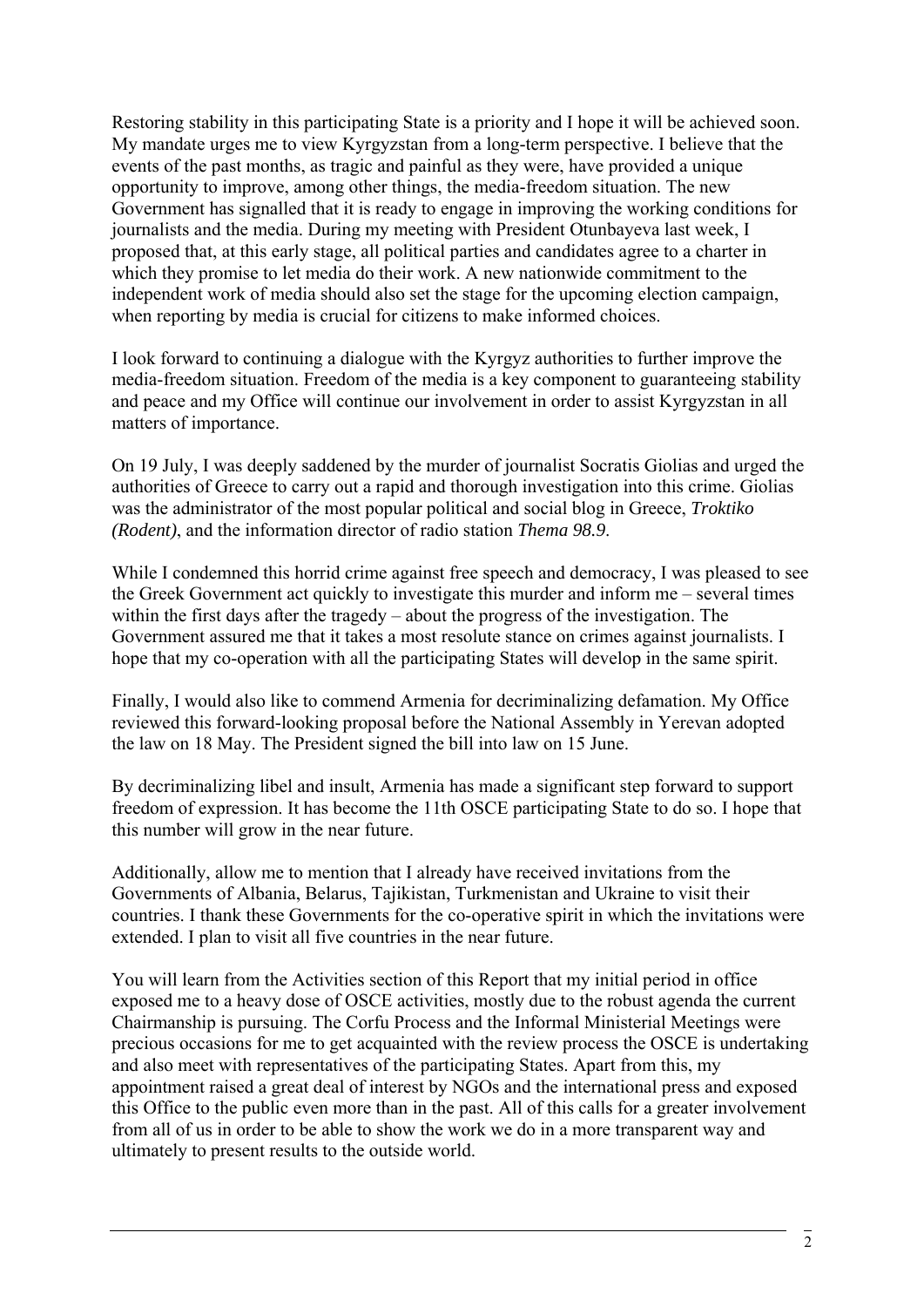Restoring stability in this participating State is a priority and I hope it will be achieved soon. My mandate urges me to view Kyrgyzstan from a long-term perspective. I believe that the events of the past months, as tragic and painful as they were, have provided a unique opportunity to improve, among other things, the media-freedom situation. The new Government has signalled that it is ready to engage in improving the working conditions for journalists and the media. During my meeting with President Otunbayeva last week, I proposed that, at this early stage, all political parties and candidates agree to a charter in which they promise to let media do their work. A new nationwide commitment to the independent work of media should also set the stage for the upcoming election campaign, when reporting by media is crucial for citizens to make informed choices.

I look forward to continuing a dialogue with the Kyrgyz authorities to further improve the media-freedom situation. Freedom of the media is a key component to guaranteeing stability and peace and my Office will continue our involvement in order to assist Kyrgyzstan in all matters of importance.

On 19 July, I was deeply saddened by the murder of journalist Socratis Giolias and urged the authorities of Greece to carry out a rapid and thorough investigation into this crime. Giolias was the administrator of the most popular political and social blog in Greece, *Troktiko (Rodent)*, and the information director of radio station *Thema 98.9*.

While I condemned this horrid crime against free speech and democracy, I was pleased to see the Greek Government act quickly to investigate this murder and inform me – several times within the first days after the tragedy – about the progress of the investigation. The Government assured me that it takes a most resolute stance on crimes against journalists. I hope that my co-operation with all the participating States will develop in the same spirit.

Finally, I would also like to commend Armenia for decriminalizing defamation. My Office reviewed this forward-looking proposal before the National Assembly in Yerevan adopted the law on 18 May. The President signed the bill into law on 15 June.

By decriminalizing libel and insult, Armenia has made a significant step forward to support freedom of expression. It has become the 11th OSCE participating State to do so. I hope that this number will grow in the near future.

Additionally, allow me to mention that I already have received invitations from the Governments of Albania, Belarus, Tajikistan, Turkmenistan and Ukraine to visit their countries. I thank these Governments for the co-operative spirit in which the invitations were extended. I plan to visit all five countries in the near future.

You will learn from the Activities section of this Report that my initial period in office exposed me to a heavy dose of OSCE activities, mostly due to the robust agenda the current Chairmanship is pursuing. The Corfu Process and the Informal Ministerial Meetings were precious occasions for me to get acquainted with the review process the OSCE is undertaking and also meet with representatives of the participating States. Apart from this, my appointment raised a great deal of interest by NGOs and the international press and exposed this Office to the public even more than in the past. All of this calls for a greater involvement from all of us in order to be able to show the work we do in a more transparent way and ultimately to present results to the outside world.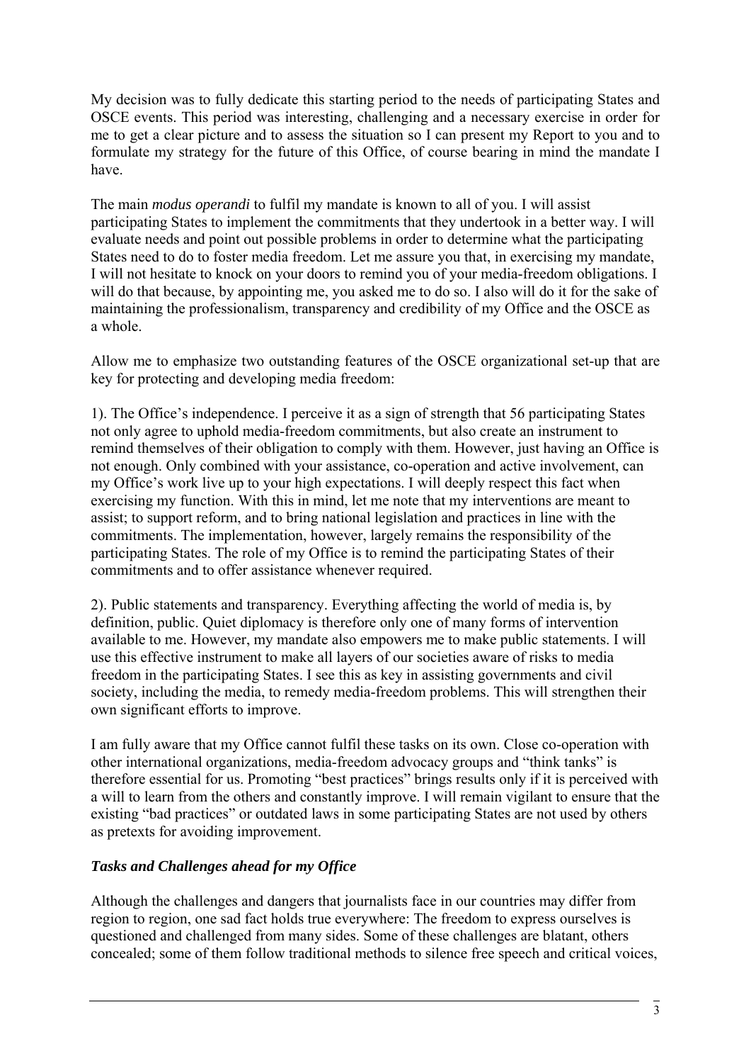My decision was to fully dedicate this starting period to the needs of participating States and OSCE events. This period was interesting, challenging and a necessary exercise in order for me to get a clear picture and to assess the situation so I can present my Report to you and to formulate my strategy for the future of this Office, of course bearing in mind the mandate I have.

The main *modus operandi* to fulfil my mandate is known to all of you. I will assist participating States to implement the commitments that they undertook in a better way. I will evaluate needs and point out possible problems in order to determine what the participating States need to do to foster media freedom. Let me assure you that, in exercising my mandate, I will not hesitate to knock on your doors to remind you of your media-freedom obligations. I will do that because, by appointing me, you asked me to do so. I also will do it for the sake of maintaining the professionalism, transparency and credibility of my Office and the OSCE as a whole.

Allow me to emphasize two outstanding features of the OSCE organizational set-up that are key for protecting and developing media freedom:

1). The Office's independence. I perceive it as a sign of strength that 56 participating States not only agree to uphold media-freedom commitments, but also create an instrument to remind themselves of their obligation to comply with them. However, just having an Office is not enough. Only combined with your assistance, co-operation and active involvement, can my Office's work live up to your high expectations. I will deeply respect this fact when exercising my function. With this in mind, let me note that my interventions are meant to assist; to support reform, and to bring national legislation and practices in line with the commitments. The implementation, however, largely remains the responsibility of the participating States. The role of my Office is to remind the participating States of their commitments and to offer assistance whenever required.

2). Public statements and transparency. Everything affecting the world of media is, by definition, public. Quiet diplomacy is therefore only one of many forms of intervention available to me. However, my mandate also empowers me to make public statements. I will use this effective instrument to make all layers of our societies aware of risks to media freedom in the participating States. I see this as key in assisting governments and civil society, including the media, to remedy media-freedom problems. This will strengthen their own significant efforts to improve.

I am fully aware that my Office cannot fulfil these tasks on its own. Close co-operation with other international organizations, media-freedom advocacy groups and "think tanks" is therefore essential for us. Promoting "best practices" brings results only if it is perceived with a will to learn from the others and constantly improve. I will remain vigilant to ensure that the existing "bad practices" or outdated laws in some participating States are not used by others as pretexts for avoiding improvement.

### ***Tasks and Challenges ahead for my Office***

Although the challenges and dangers that journalists face in our countries may differ from region to region, one sad fact holds true everywhere: The freedom to express ourselves is questioned and challenged from many sides. Some of these challenges are blatant, others concealed; some of them follow traditional methods to silence free speech and critical voices,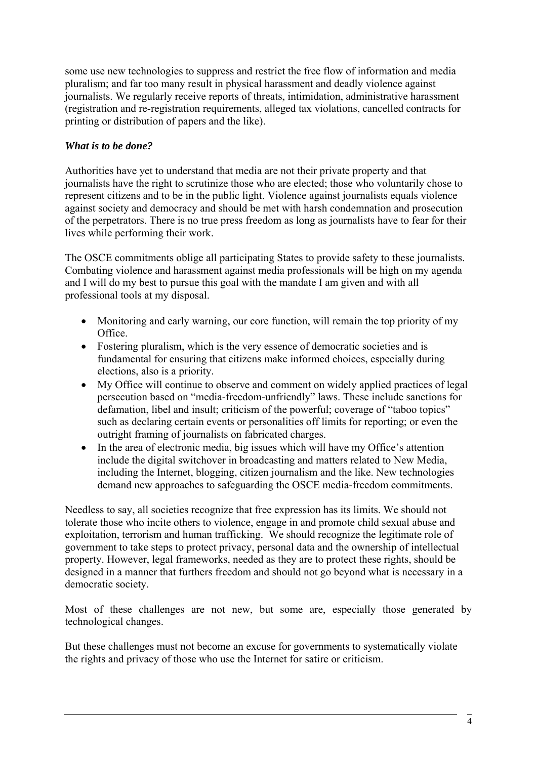some use new technologies to suppress and restrict the free flow of information and media pluralism; and far too many result in physical harassment and deadly violence against journalists. We regularly receive reports of threats, intimidation, administrative harassment (registration and re-registration requirements, alleged tax violations, cancelled contracts for printing or distribution of papers and the like).

***What is to be done?***

Authorities have yet to understand that media are not their private property and that journalists have the right to scrutinize those who are elected; those who voluntarily chose to represent citizens and to be in the public light. Violence against journalists equals violence against society and democracy and should be met with harsh condemnation and prosecution of the perpetrators. There is no true press freedom as long as journalists have to fear for their lives while performing their work.

The OSCE commitments oblige all participating States to provide safety to these journalists. Combating violence and harassment against media professionals will be high on my agenda and I will do my best to pursue this goal with the mandate I am given and with all professional tools at my disposal.

- Monitoring and early warning, our core function, will remain the top priority of my Office.
- Fostering pluralism, which is the very essence of democratic societies and is fundamental for ensuring that citizens make informed choices, especially during elections, also is a priority.
- My Office will continue to observe and comment on widely applied practices of legal persecution based on "media-freedom-unfriendly" laws. These include sanctions for defamation, libel and insult; criticism of the powerful; coverage of "taboo topics" such as declaring certain events or personalities off limits for reporting; or even the outright framing of journalists on fabricated charges.
- In the area of electronic media, big issues which will have my Office's attention include the digital switchover in broadcasting and matters related to New Media, including the Internet, blogging, citizen journalism and the like. New technologies demand new approaches to safeguarding the OSCE media-freedom commitments.

Needless to say, all societies recognize that free expression has its limits. We should not tolerate those who incite others to violence, engage in and promote child sexual abuse and exploitation, terrorism and human trafficking. We should recognize the legitimate role of government to take steps to protect privacy, personal data and the ownership of intellectual property. However, legal frameworks, needed as they are to protect these rights, should be designed in a manner that furthers freedom and should not go beyond what is necessary in a democratic society.

Most of these challenges are not new, but some are, especially those generated by technological changes.

But these challenges must not become an excuse for governments to systematically violate the rights and privacy of those who use the Internet for satire or criticism.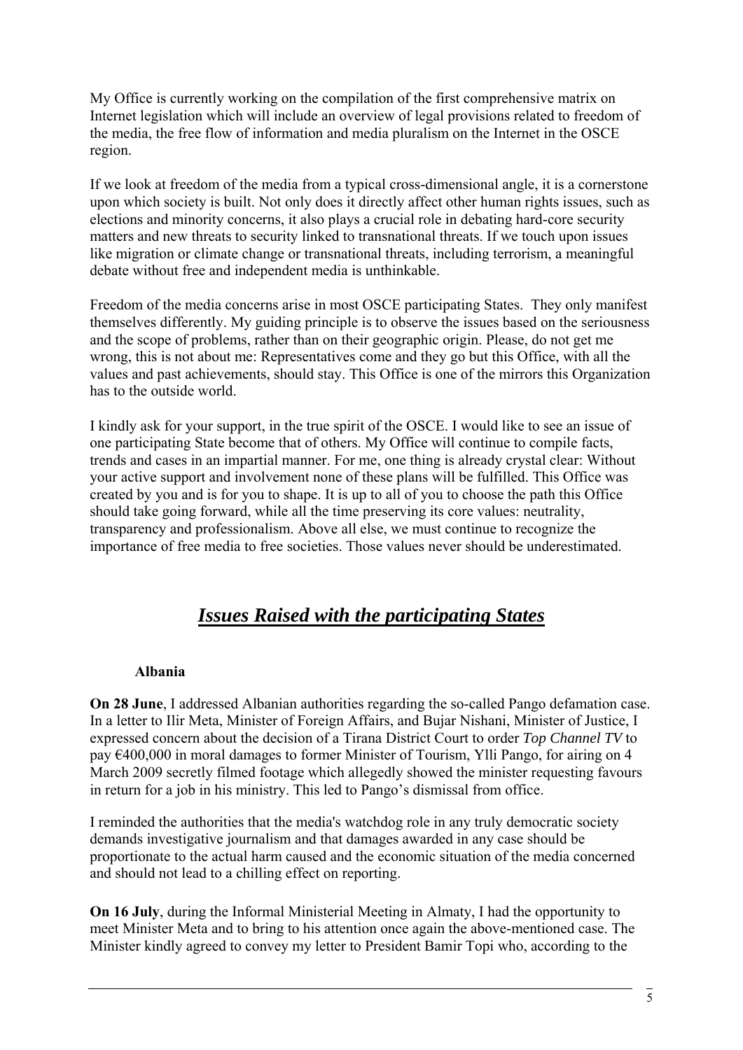My Office is currently working on the compilation of the first comprehensive matrix on Internet legislation which will include an overview of legal provisions related to freedom of the media, the free flow of information and media pluralism on the Internet in the OSCE region.

If we look at freedom of the media from a typical cross-dimensional angle, it is a cornerstone upon which society is built. Not only does it directly affect other human rights issues, such as elections and minority concerns, it also plays a crucial role in debating hard-core security matters and new threats to security linked to transnational threats. If we touch upon issues like migration or climate change or transnational threats, including terrorism, a meaningful debate without free and independent media is unthinkable.

Freedom of the media concerns arise in most OSCE participating States. They only manifest themselves differently. My guiding principle is to observe the issues based on the seriousness and the scope of problems, rather than on their geographic origin. Please, do not get me wrong, this is not about me: Representatives come and they go but this Office, with all the values and past achievements, should stay. This Office is one of the mirrors this Organization has to the outside world.

I kindly ask for your support, in the true spirit of the OSCE. I would like to see an issue of one participating State become that of others. My Office will continue to compile facts, trends and cases in an impartial manner. For me, one thing is already crystal clear: Without your active support and involvement none of these plans will be fulfilled. This Office was created by you and is for you to shape. It is up to all of you to choose the path this Office should take going forward, while all the time preserving its core values: neutrality, transparency and professionalism. Above all else, we must continue to recognize the importance of free media to free societies. Those values never should be underestimated.

## ***Issues Raised with the participating States***

### Albania

**On 28 June**, I addressed Albanian authorities regarding the so-called Pango defamation case. In a letter to Ilir Meta, Minister of Foreign Affairs, and Bujar Nishani, Minister of Justice, I expressed concern about the decision of a Tirana District Court to order *Top Channel TV* to pay €400,000 in moral damages to former Minister of Tourism, Ylli Pango, for airing on 4 March 2009 secretly filmed footage which allegedly showed the minister requesting favours in return for a job in his ministry. This led to Pango's dismissal from office.

I reminded the authorities that the media's watchdog role in any truly democratic society demands investigative journalism and that damages awarded in any case should be proportionate to the actual harm caused and the economic situation of the media concerned and should not lead to a chilling effect on reporting.

**On 16 July**, during the Informal Ministerial Meeting in Almaty, I had the opportunity to meet Minister Meta and to bring to his attention once again the above-mentioned case. The Minister kindly agreed to convey my letter to President Bamir Topi who, according to the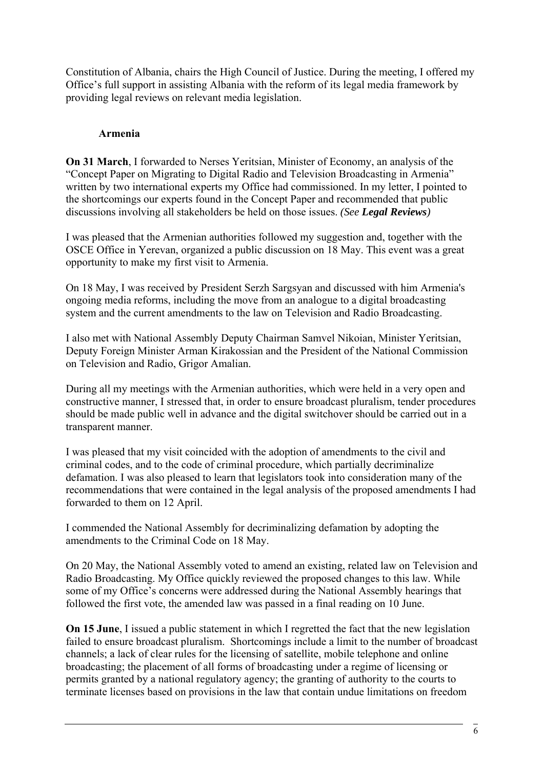Constitution of Albania, chairs the High Council of Justice. During the meeting, I offered my Office's full support in assisting Albania with the reform of its legal media framework by providing legal reviews on relevant media legislation.

### Armenia

**On 31 March**, I forwarded to Nerses Yeritsian, Minister of Economy, an analysis of the "Concept Paper on Migrating to Digital Radio and Television Broadcasting in Armenia" written by two international experts my Office had commissioned. In my letter, I pointed to the shortcomings our experts found in the Concept Paper and recommended that public discussions involving all stakeholders be held on those issues. *(See **Legal Reviews**)*

I was pleased that the Armenian authorities followed my suggestion and, together with the OSCE Office in Yerevan, organized a public discussion on 18 May. This event was a great opportunity to make my first visit to Armenia.

On 18 May, I was received by President Serzh Sargsyan and discussed with him Armenia's ongoing media reforms, including the move from an analogue to a digital broadcasting system and the current amendments to the law on Television and Radio Broadcasting.

I also met with National Assembly Deputy Chairman Samvel Nikoian, Minister Yeritsian, Deputy Foreign Minister Arman Kirakossian and the President of the National Commission on Television and Radio, Grigor Amalian.

During all my meetings with the Armenian authorities, which were held in a very open and constructive manner, I stressed that, in order to ensure broadcast pluralism, tender procedures should be made public well in advance and the digital switchover should be carried out in a transparent manner.

I was pleased that my visit coincided with the adoption of amendments to the civil and criminal codes, and to the code of criminal procedure, which partially decriminalize defamation. I was also pleased to learn that legislators took into consideration many of the recommendations that were contained in the legal analysis of the proposed amendments I had forwarded to them on 12 April.

I commended the National Assembly for decriminalizing defamation by adopting the amendments to the Criminal Code on 18 May.

On 20 May, the National Assembly voted to amend an existing, related law on Television and Radio Broadcasting. My Office quickly reviewed the proposed changes to this law. While some of my Office's concerns were addressed during the National Assembly hearings that followed the first vote, the amended law was passed in a final reading on 10 June.

**On 15 June**, I issued a public statement in which I regretted the fact that the new legislation failed to ensure broadcast pluralism. Shortcomings include a limit to the number of broadcast channels; a lack of clear rules for the licensing of satellite, mobile telephone and online broadcasting; the placement of all forms of broadcasting under a regime of licensing or permits granted by a national regulatory agency; the granting of authority to the courts to terminate licenses based on provisions in the law that contain undue limitations on freedom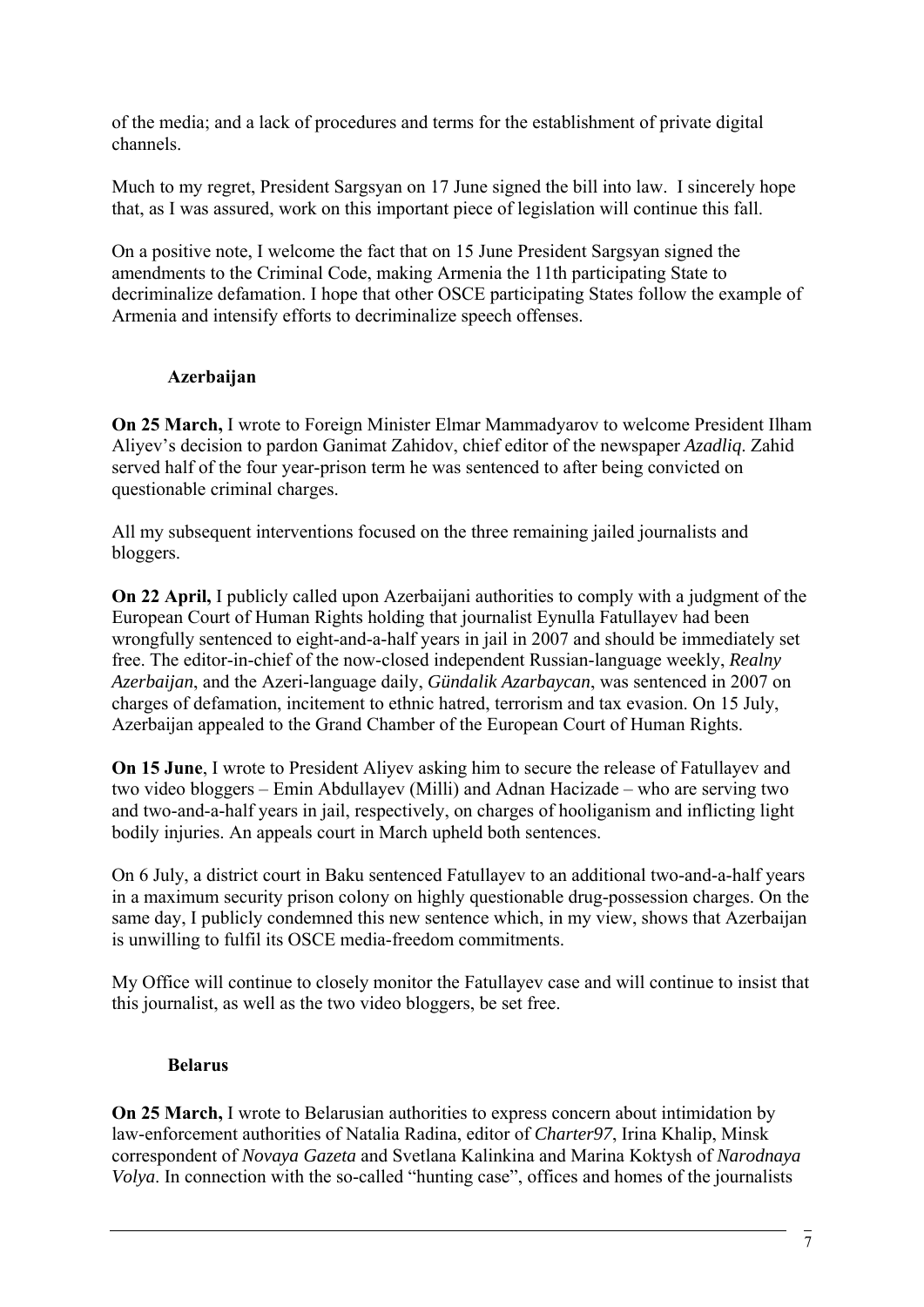of the media; and a lack of procedures and terms for the establishment of private digital channels.

Much to my regret, President Sargsyan on 17 June signed the bill into law. I sincerely hope that, as I was assured, work on this important piece of legislation will continue this fall.

On a positive note, I welcome the fact that on 15 June President Sargsyan signed the amendments to the Criminal Code, making Armenia the 11th participating State to decriminalize defamation. I hope that other OSCE participating States follow the example of Armenia and intensify efforts to decriminalize speech offenses.

### Azerbaijan

**On 25 March,** I wrote to Foreign Minister Elmar Mammadyarov to welcome President Ilham Aliyev's decision to pardon Ganimat Zahidov, chief editor of the newspaper *Azadliq*. Zahid served half of the four year-prison term he was sentenced to after being convicted on questionable criminal charges.

All my subsequent interventions focused on the three remaining jailed journalists and bloggers.

**On 22 April,** I publicly called upon Azerbaijani authorities to comply with a judgment of the European Court of Human Rights holding that journalist Eynulla Fatullayev had been wrongfully sentenced to eight-and-a-half years in jail in 2007 and should be immediately set free. The editor-in-chief of the now-closed independent Russian-language weekly, *Realny Azerbaijan*, and the Azeri-language daily, *Gündalik Azarbaycan*, was sentenced in 2007 on charges of defamation, incitement to ethnic hatred, terrorism and tax evasion. On 15 July, Azerbaijan appealed to the Grand Chamber of the European Court of Human Rights.

**On 15 June**, I wrote to President Aliyev asking him to secure the release of Fatullayev and two video bloggers – Emin Abdullayev (Milli) and Adnan Hacizade – who are serving two and two-and-a-half years in jail, respectively, on charges of hooliganism and inflicting light bodily injuries. An appeals court in March upheld both sentences.

On 6 July, a district court in Baku sentenced Fatullayev to an additional two-and-a-half years in a maximum security prison colony on highly questionable drug-possession charges. On the same day, I publicly condemned this new sentence which, in my view, shows that Azerbaijan is unwilling to fulfil its OSCE media-freedom commitments.

My Office will continue to closely monitor the Fatullayev case and will continue to insist that this journalist, as well as the two video bloggers, be set free.

### Belarus

**On 25 March,** I wrote to Belarusian authorities to express concern about intimidation by law-enforcement authorities of Natalia Radina, editor of *Charter97*, Irina Khalip, Minsk correspondent of *Novaya Gazeta* and Svetlana Kalinkina and Marina Koktysh of *Narodnaya Volya*. In connection with the so-called "hunting case", offices and homes of the journalists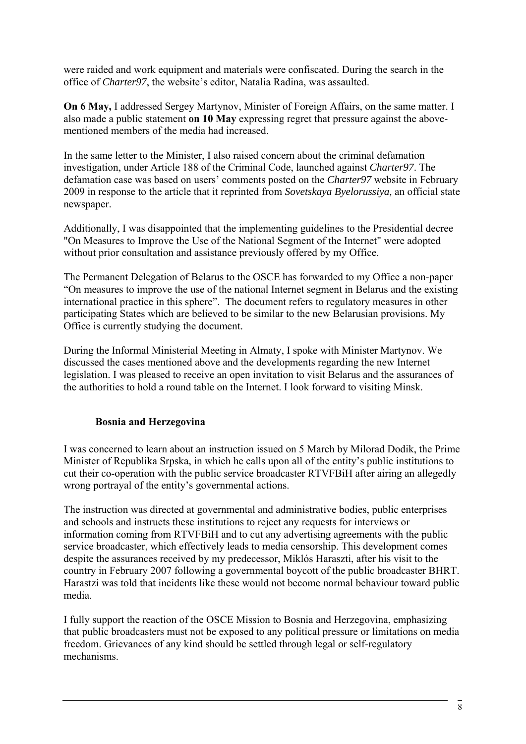were raided and work equipment and materials were confiscated. During the search in the office of *Charter97*, the website's editor, Natalia Radina, was assaulted.

**On 6 May,** I addressed Sergey Martynov, Minister of Foreign Affairs, on the same matter. I also made a public statement **on 10 May** expressing regret that pressure against the above-mentioned members of the media had increased.

In the same letter to the Minister, I also raised concern about the criminal defamation investigation, under Article 188 of the Criminal Code, launched against *Charter97*. The defamation case was based on users' comments posted on the *Charter97* website in February 2009 in response to the article that it reprinted from *Sovetskaya Byelorussiya,* an official state newspaper.

Additionally, I was disappointed that the implementing guidelines to the Presidential decree "On Measures to Improve the Use of the National Segment of the Internet" were adopted without prior consultation and assistance previously offered by my Office.

The Permanent Delegation of Belarus to the OSCE has forwarded to my Office a non-paper "On measures to improve the use of the national Internet segment in Belarus and the existing international practice in this sphere". The document refers to regulatory measures in other participating States which are believed to be similar to the new Belarusian provisions. My Office is currently studying the document.

During the Informal Ministerial Meeting in Almaty, I spoke with Minister Martynov. We discussed the cases mentioned above and the developments regarding the new Internet legislation. I was pleased to receive an open invitation to visit Belarus and the assurances of the authorities to hold a round table on the Internet. I look forward to visiting Minsk.

### Bosnia and Herzegovina

I was concerned to learn about an instruction issued on 5 March by Milorad Dodik, the Prime Minister of Republika Srpska, in which he calls upon all of the entity's public institutions to cut their co-operation with the public service broadcaster RTVFBiH after airing an allegedly wrong portrayal of the entity's governmental actions.

The instruction was directed at governmental and administrative bodies, public enterprises and schools and instructs these institutions to reject any requests for interviews or information coming from RTVFBiH and to cut any advertising agreements with the public service broadcaster, which effectively leads to media censorship. This development comes despite the assurances received by my predecessor, Miklós Haraszti, after his visit to the country in February 2007 following a governmental boycott of the public broadcaster BHRT. Harastzi was told that incidents like these would not become normal behaviour toward public media.

I fully support the reaction of the OSCE Mission to Bosnia and Herzegovina, emphasizing that public broadcasters must not be exposed to any political pressure or limitations on media freedom. Grievances of any kind should be settled through legal or self-regulatory mechanisms.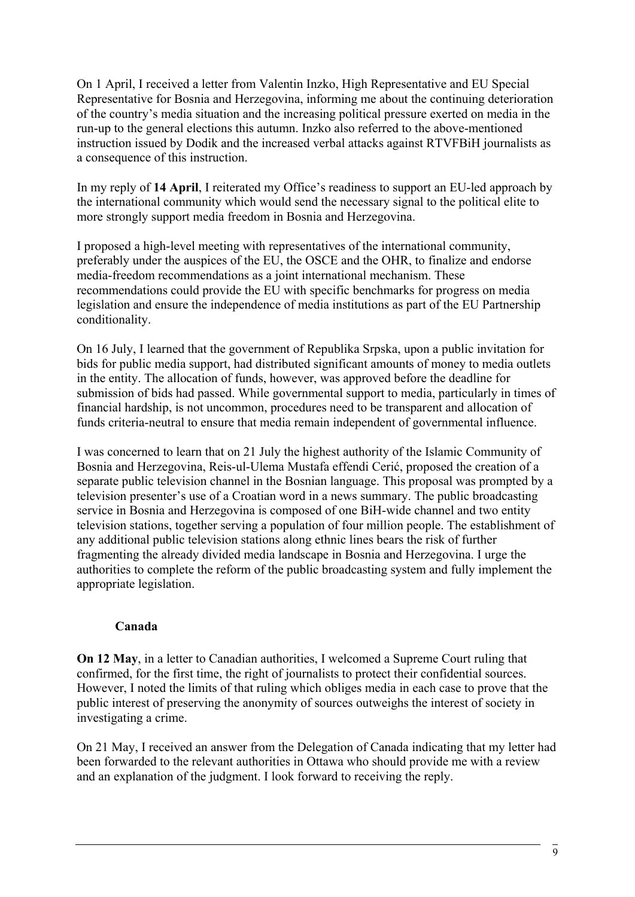On 1 April, I received a letter from Valentin Inzko, High Representative and EU Special Representative for Bosnia and Herzegovina, informing me about the continuing deterioration of the country's media situation and the increasing political pressure exerted on media in the run-up to the general elections this autumn. Inzko also referred to the above-mentioned instruction issued by Dodik and the increased verbal attacks against RTVFBiH journalists as a consequence of this instruction.

In my reply of **14 April**, I reiterated my Office's readiness to support an EU-led approach by the international community which would send the necessary signal to the political elite to more strongly support media freedom in Bosnia and Herzegovina.

I proposed a high-level meeting with representatives of the international community, preferably under the auspices of the EU, the OSCE and the OHR, to finalize and endorse media-freedom recommendations as a joint international mechanism. These recommendations could provide the EU with specific benchmarks for progress on media legislation and ensure the independence of media institutions as part of the EU Partnership conditionality.

On 16 July, I learned that the government of Republika Srpska, upon a public invitation for bids for public media support, had distributed significant amounts of money to media outlets in the entity. The allocation of funds, however, was approved before the deadline for submission of bids had passed. While governmental support to media, particularly in times of financial hardship, is not uncommon, procedures need to be transparent and allocation of funds criteria-neutral to ensure that media remain independent of governmental influence.

I was concerned to learn that on 21 July the highest authority of the Islamic Community of Bosnia and Herzegovina, Reis-ul-Ulema Mustafa effendi Cerić, proposed the creation of a separate public television channel in the Bosnian language. This proposal was prompted by a television presenter's use of a Croatian word in a news summary. The public broadcasting service in Bosnia and Herzegovina is composed of one BiH-wide channel and two entity television stations, together serving a population of four million people. The establishment of any additional public television stations along ethnic lines bears the risk of further fragmenting the already divided media landscape in Bosnia and Herzegovina. I urge the authorities to complete the reform of the public broadcasting system and fully implement the appropriate legislation.

### Canada

**On 12 May**, in a letter to Canadian authorities, I welcomed a Supreme Court ruling that confirmed, for the first time, the right of journalists to protect their confidential sources. However, I noted the limits of that ruling which obliges media in each case to prove that the public interest of preserving the anonymity of sources outweighs the interest of society in investigating a crime.

On 21 May, I received an answer from the Delegation of Canada indicating that my letter had been forwarded to the relevant authorities in Ottawa who should provide me with a review and an explanation of the judgment. I look forward to receiving the reply.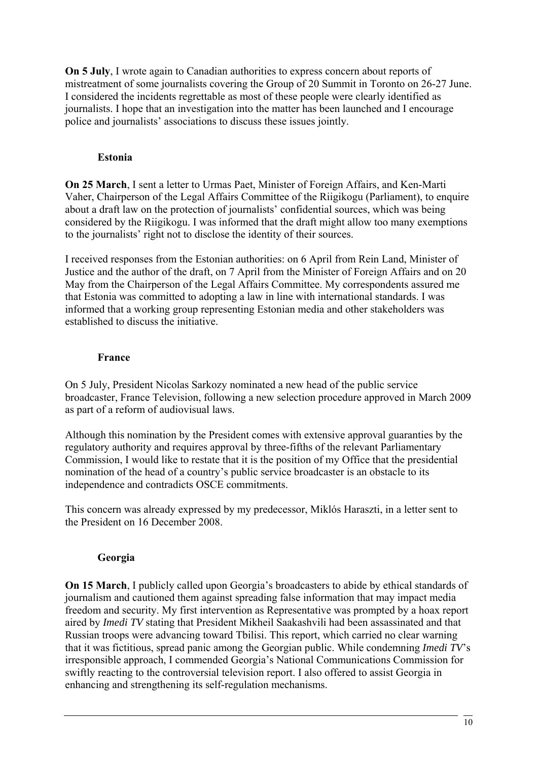**On 5 July**, I wrote again to Canadian authorities to express concern about reports of mistreatment of some journalists covering the Group of 20 Summit in Toronto on 26-27 June. I considered the incidents regrettable as most of these people were clearly identified as journalists. I hope that an investigation into the matter has been launched and I encourage police and journalists' associations to discuss these issues jointly.

### Estonia

**On 25 March**, I sent a letter to Urmas Paet, Minister of Foreign Affairs, and Ken-Marti Vaher, Chairperson of the Legal Affairs Committee of the Riigikogu (Parliament), to enquire about a draft law on the protection of journalists' confidential sources, which was being considered by the Riigikogu. I was informed that the draft might allow too many exemptions to the journalists' right not to disclose the identity of their sources.

I received responses from the Estonian authorities: on 6 April from Rein Land, Minister of Justice and the author of the draft, on 7 April from the Minister of Foreign Affairs and on 20 May from the Chairperson of the Legal Affairs Committee. My correspondents assured me that Estonia was committed to adopting a law in line with international standards. I was informed that a working group representing Estonian media and other stakeholders was established to discuss the initiative.

### France

On 5 July, President Nicolas Sarkozy nominated a new head of the public service broadcaster, France Television, following a new selection procedure approved in March 2009 as part of a reform of audiovisual laws.

Although this nomination by the President comes with extensive approval guaranties by the regulatory authority and requires approval by three-fifths of the relevant Parliamentary Commission, I would like to restate that it is the position of my Office that the presidential nomination of the head of a country's public service broadcaster is an obstacle to its independence and contradicts OSCE commitments.

This concern was already expressed by my predecessor, Miklós Haraszti, in a letter sent to the President on 16 December 2008.

### Georgia

**On 15 March**, I publicly called upon Georgia's broadcasters to abide by ethical standards of journalism and cautioned them against spreading false information that may impact media freedom and security. My first intervention as Representative was prompted by a hoax report aired by *Imedi TV* stating that President Mikheil Saakashvili had been assassinated and that Russian troops were advancing toward Tbilisi. This report, which carried no clear warning that it was fictitious, spread panic among the Georgian public. While condemning *Imedi TV*'s irresponsible approach, I commended Georgia's National Communications Commission for swiftly reacting to the controversial television report. I also offered to assist Georgia in enhancing and strengthening its self-regulation mechanisms.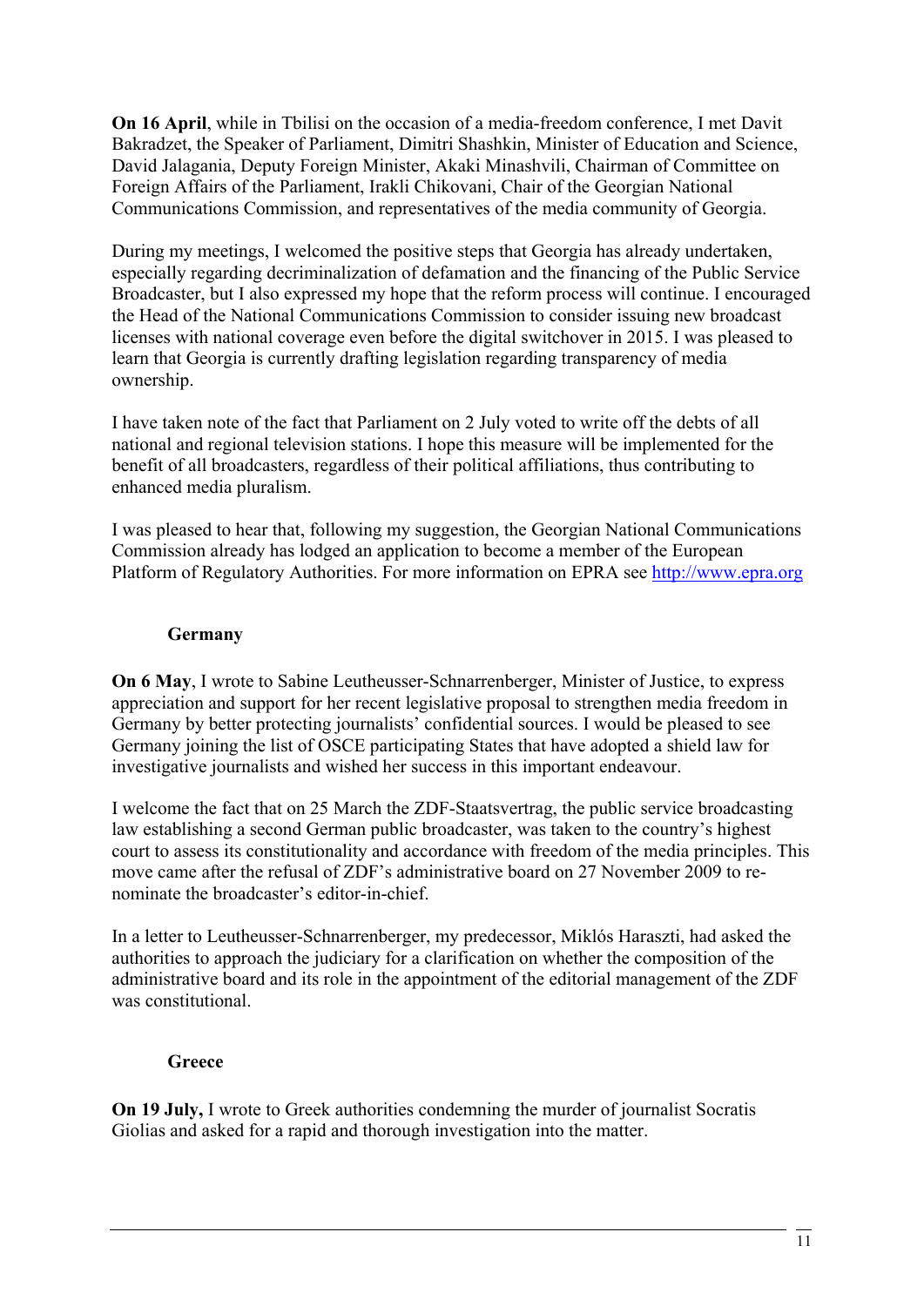**On 16 April**, while in Tbilisi on the occasion of a media-freedom conference, I met Davit Bakradzet, the Speaker of Parliament, Dimitri Shashkin, Minister of Education and Science, David Jalagania, Deputy Foreign Minister, Akaki Minashvili, Chairman of Committee on Foreign Affairs of the Parliament, Irakli Chikovani, Chair of the Georgian National Communications Commission, and representatives of the media community of Georgia.

During my meetings, I welcomed the positive steps that Georgia has already undertaken, especially regarding decriminalization of defamation and the financing of the Public Service Broadcaster, but I also expressed my hope that the reform process will continue. I encouraged the Head of the National Communications Commission to consider issuing new broadcast licenses with national coverage even before the digital switchover in 2015. I was pleased to learn that Georgia is currently drafting legislation regarding transparency of media ownership.

I have taken note of the fact that Parliament on 2 July voted to write off the debts of all national and regional television stations. I hope this measure will be implemented for the benefit of all broadcasters, regardless of their political affiliations, thus contributing to enhanced media pluralism.

I was pleased to hear that, following my suggestion, the Georgian National Communications Commission already has lodged an application to become a member of the European Platform of Regulatory Authorities. For more information on EPRA see http://www.epra.org

### Germany

**On 6 May**, I wrote to Sabine Leutheusser-Schnarrenberger, Minister of Justice, to express appreciation and support for her recent legislative proposal to strengthen media freedom in Germany by better protecting journalists' confidential sources. I would be pleased to see Germany joining the list of OSCE participating States that have adopted a shield law for investigative journalists and wished her success in this important endeavour.

I welcome the fact that on 25 March the ZDF-Staatsvertrag, the public service broadcasting law establishing a second German public broadcaster, was taken to the country's highest court to assess its constitutionality and accordance with freedom of the media principles. This move came after the refusal of ZDF's administrative board on 27 November 2009 to re-nominate the broadcaster's editor-in-chief.

In a letter to Leutheusser-Schnarrenberger, my predecessor, Miklós Haraszti, had asked the authorities to approach the judiciary for a clarification on whether the composition of the administrative board and its role in the appointment of the editorial management of the ZDF was constitutional.

### Greece

**On 19 July,** I wrote to Greek authorities condemning the murder of journalist Socratis Giolias and asked for a rapid and thorough investigation into the matter.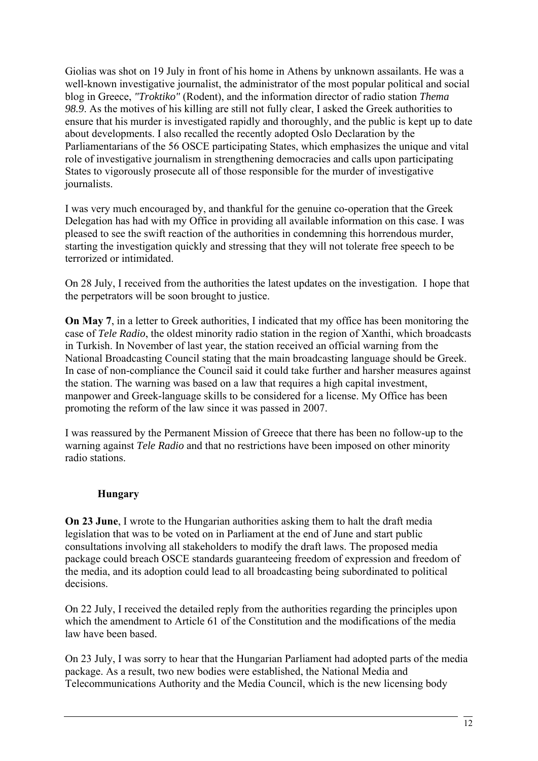Giolias was shot on 19 July in front of his home in Athens by unknown assailants. He was a well-known investigative journalist, the administrator of the most popular political and social blog in Greece, *"Troktiko"* (Rodent), and the information director of radio station *Thema 98.9*. As the motives of his killing are still not fully clear, I asked the Greek authorities to ensure that his murder is investigated rapidly and thoroughly, and the public is kept up to date about developments. I also recalled the recently adopted Oslo Declaration by the Parliamentarians of the 56 OSCE participating States, which emphasizes the unique and vital role of investigative journalism in strengthening democracies and calls upon participating States to vigorously prosecute all of those responsible for the murder of investigative journalists.

I was very much encouraged by, and thankful for the genuine co-operation that the Greek Delegation has had with my Office in providing all available information on this case. I was pleased to see the swift reaction of the authorities in condemning this horrendous murder, starting the investigation quickly and stressing that they will not tolerate free speech to be terrorized or intimidated.

On 28 July, I received from the authorities the latest updates on the investigation. I hope that the perpetrators will be soon brought to justice.

**On May 7**, in a letter to Greek authorities, I indicated that my office has been monitoring the case of *Tele Radio*, the oldest minority radio station in the region of Xanthi, which broadcasts in Turkish. In November of last year, the station received an official warning from the National Broadcasting Council stating that the main broadcasting language should be Greek. In case of non-compliance the Council said it could take further and harsher measures against the station. The warning was based on a law that requires a high capital investment, manpower and Greek-language skills to be considered for a license. My Office has been promoting the reform of the law since it was passed in 2007.

I was reassured by the Permanent Mission of Greece that there has been no follow-up to the warning against *Tele Radio* and that no restrictions have been imposed on other minority radio stations.

### Hungary

**On 23 June**, I wrote to the Hungarian authorities asking them to halt the draft media legislation that was to be voted on in Parliament at the end of June and start public consultations involving all stakeholders to modify the draft laws. The proposed media package could breach OSCE standards guaranteeing freedom of expression and freedom of the media, and its adoption could lead to all broadcasting being subordinated to political decisions.

On 22 July, I received the detailed reply from the authorities regarding the principles upon which the amendment to Article 61 of the Constitution and the modifications of the media law have been based.

On 23 July, I was sorry to hear that the Hungarian Parliament had adopted parts of the media package. As a result, two new bodies were established, the National Media and Telecommunications Authority and the Media Council, which is the new licensing body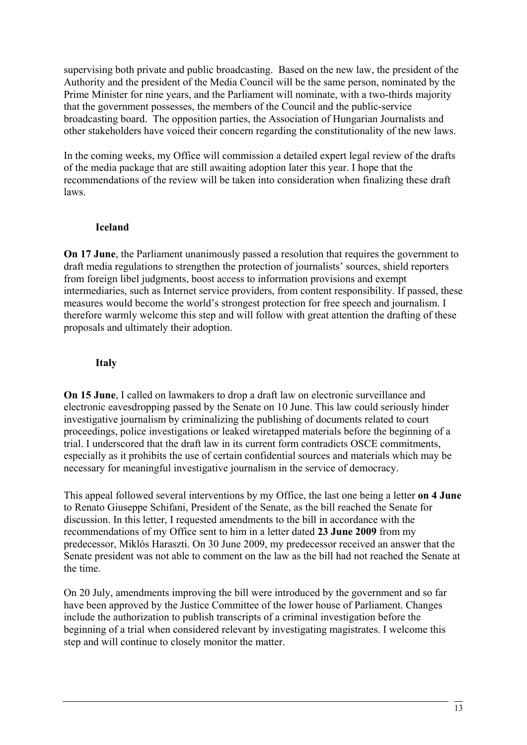supervising both private and public broadcasting. Based on the new law, the president of the Authority and the president of the Media Council will be the same person, nominated by the Prime Minister for nine years, and the Parliament will nominate, with a two-thirds majority that the government possesses, the members of the Council and the public-service broadcasting board. The opposition parties, the Association of Hungarian Journalists and other stakeholders have voiced their concern regarding the constitutionality of the new laws.

In the coming weeks, my Office will commission a detailed expert legal review of the drafts of the media package that are still awaiting adoption later this year. I hope that the recommendations of the review will be taken into consideration when finalizing these draft laws.

### Iceland

**On 17 June**, the Parliament unanimously passed a resolution that requires the government to draft media regulations to strengthen the protection of journalists' sources, shield reporters from foreign libel judgments, boost access to information provisions and exempt intermediaries, such as Internet service providers, from content responsibility. If passed, these measures would become the world's strongest protection for free speech and journalism. I therefore warmly welcome this step and will follow with great attention the drafting of these proposals and ultimately their adoption.

### Italy

**On 15 June**, I called on lawmakers to drop a draft law on electronic surveillance and electronic eavesdropping passed by the Senate on 10 June. This law could seriously hinder investigative journalism by criminalizing the publishing of documents related to court proceedings, police investigations or leaked wiretapped materials before the beginning of a trial. I underscored that the draft law in its current form contradicts OSCE commitments, especially as it prohibits the use of certain confidential sources and materials which may be necessary for meaningful investigative journalism in the service of democracy.

This appeal followed several interventions by my Office, the last one being a letter **on 4 June** to Renato Giuseppe Schifani, President of the Senate, as the bill reached the Senate for discussion. In this letter, I requested amendments to the bill in accordance with the recommendations of my Office sent to him in a letter dated **23 June 2009** from my predecessor, Miklós Haraszti. On 30 June 2009, my predecessor received an answer that the Senate president was not able to comment on the law as the bill had not reached the Senate at the time.

On 20 July, amendments improving the bill were introduced by the government and so far have been approved by the Justice Committee of the lower house of Parliament. Changes include the authorization to publish transcripts of a criminal investigation before the beginning of a trial when considered relevant by investigating magistrates. I welcome this step and will continue to closely monitor the matter.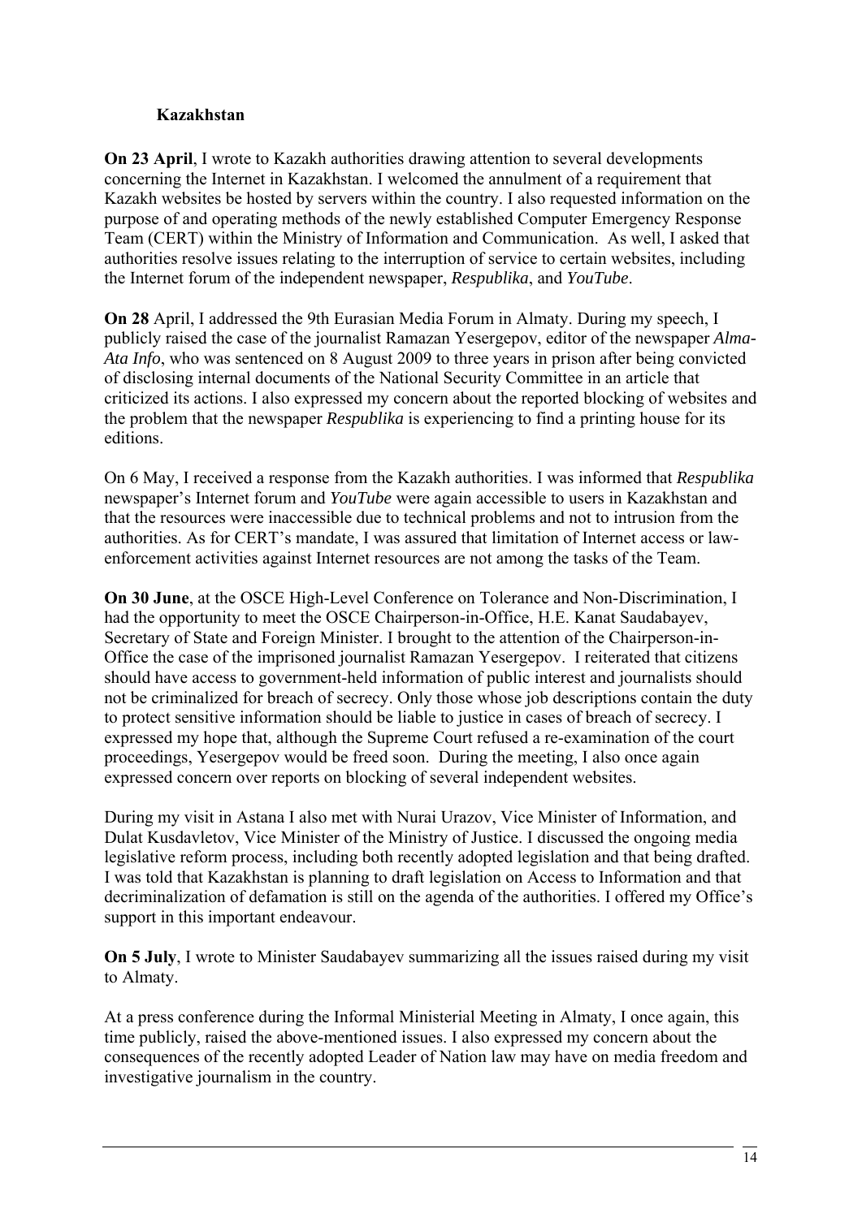### Kazakhstan

**On 23 April**, I wrote to Kazakh authorities drawing attention to several developments concerning the Internet in Kazakhstan. I welcomed the annulment of a requirement that Kazakh websites be hosted by servers within the country. I also requested information on the purpose of and operating methods of the newly established Computer Emergency Response Team (CERT) within the Ministry of Information and Communication. As well, I asked that authorities resolve issues relating to the interruption of service to certain websites, including the Internet forum of the independent newspaper, *Respublika*, and *YouTube*.

**On 28** April, I addressed the 9th Eurasian Media Forum in Almaty. During my speech, I publicly raised the case of the journalist Ramazan Yesergepov, editor of the newspaper *Alma-Ata Info*, who was sentenced on 8 August 2009 to three years in prison after being convicted of disclosing internal documents of the National Security Committee in an article that criticized its actions. I also expressed my concern about the reported blocking of websites and the problem that the newspaper *Respublika* is experiencing to find a printing house for its editions.

On 6 May, I received a response from the Kazakh authorities. I was informed that *Respublika* newspaper's Internet forum and *YouTube* were again accessible to users in Kazakhstan and that the resources were inaccessible due to technical problems and not to intrusion from the authorities. As for CERT's mandate, I was assured that limitation of Internet access or law-enforcement activities against Internet resources are not among the tasks of the Team.

**On 30 June**, at the OSCE High-Level Conference on Tolerance and Non-Discrimination, I had the opportunity to meet the OSCE Chairperson-in-Office, H.E. Kanat Saudabayev, Secretary of State and Foreign Minister. I brought to the attention of the Chairperson-in-Office the case of the imprisoned journalist Ramazan Yesergepov. I reiterated that citizens should have access to government-held information of public interest and journalists should not be criminalized for breach of secrecy. Only those whose job descriptions contain the duty to protect sensitive information should be liable to justice in cases of breach of secrecy. I expressed my hope that, although the Supreme Court refused a re-examination of the court proceedings, Yesergepov would be freed soon. During the meeting, I also once again expressed concern over reports on blocking of several independent websites.

During my visit in Astana I also met with Nurai Urazov, Vice Minister of Information, and Dulat Kusdavletov, Vice Minister of the Ministry of Justice. I discussed the ongoing media legislative reform process, including both recently adopted legislation and that being drafted. I was told that Kazakhstan is planning to draft legislation on Access to Information and that decriminalization of defamation is still on the agenda of the authorities. I offered my Office's support in this important endeavour.

**On 5 July**, I wrote to Minister Saudabayev summarizing all the issues raised during my visit to Almaty.

At a press conference during the Informal Ministerial Meeting in Almaty, I once again, this time publicly, raised the above-mentioned issues. I also expressed my concern about the consequences of the recently adopted Leader of Nation law may have on media freedom and investigative journalism in the country.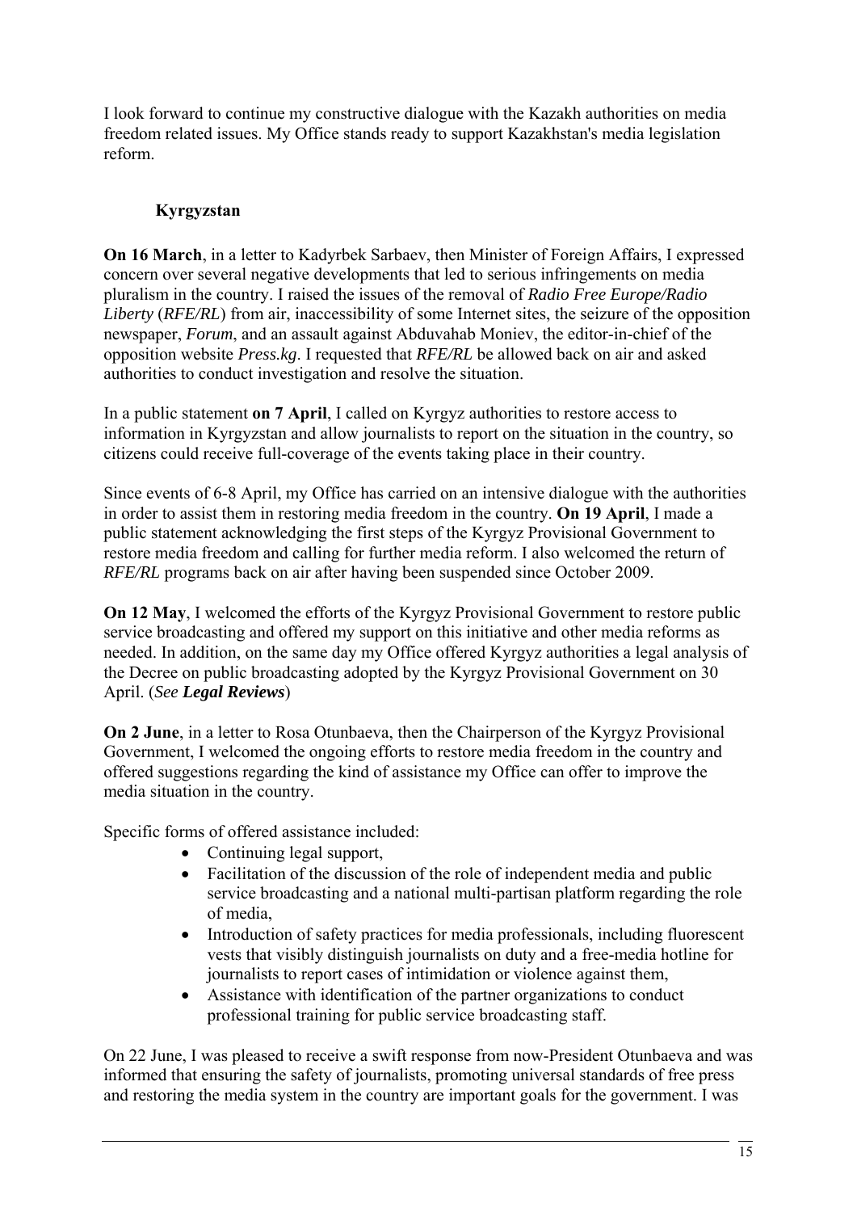I look forward to continue my constructive dialogue with the Kazakh authorities on media freedom related issues. My Office stands ready to support Kazakhstan's media legislation reform.

### Kyrgyzstan

**On 16 March**, in a letter to Kadyrbek Sarbaev, then Minister of Foreign Affairs, I expressed concern over several negative developments that led to serious infringements on media pluralism in the country. I raised the issues of the removal of *Radio Free Europe/Radio Liberty* (*RFE/RL*) from air, inaccessibility of some Internet sites, the seizure of the opposition newspaper, *Forum*, and an assault against Abduvahab Moniev, the editor-in-chief of the opposition website *Press.kg*. I requested that *RFE/RL* be allowed back on air and asked authorities to conduct investigation and resolve the situation.

In a public statement **on 7 April**, I called on Kyrgyz authorities to restore access to information in Kyrgyzstan and allow journalists to report on the situation in the country, so citizens could receive full-coverage of the events taking place in their country.

Since events of 6-8 April, my Office has carried on an intensive dialogue with the authorities in order to assist them in restoring media freedom in the country. **On 19 April**, I made a public statement acknowledging the first steps of the Kyrgyz Provisional Government to restore media freedom and calling for further media reform. I also welcomed the return of *RFE/RL* programs back on air after having been suspended since October 2009.

**On 12 May**, I welcomed the efforts of the Kyrgyz Provisional Government to restore public service broadcasting and offered my support on this initiative and other media reforms as needed. In addition, on the same day my Office offered Kyrgyz authorities a legal analysis of the Decree on public broadcasting adopted by the Kyrgyz Provisional Government on 30 April. (*See **Legal Reviews***)

**On 2 June**, in a letter to Rosa Otunbaeva, then the Chairperson of the Kyrgyz Provisional Government, I welcomed the ongoing efforts to restore media freedom in the country and offered suggestions regarding the kind of assistance my Office can offer to improve the media situation in the country.

Specific forms of offered assistance included:

- Continuing legal support,
- Facilitation of the discussion of the role of independent media and public service broadcasting and a national multi-partisan platform regarding the role of media,
- Introduction of safety practices for media professionals, including fluorescent vests that visibly distinguish journalists on duty and a free-media hotline for journalists to report cases of intimidation or violence against them,
- Assistance with identification of the partner organizations to conduct professional training for public service broadcasting staff.

On 22 June, I was pleased to receive a swift response from now-President Otunbaeva and was informed that ensuring the safety of journalists, promoting universal standards of free press and restoring the media system in the country are important goals for the government. I was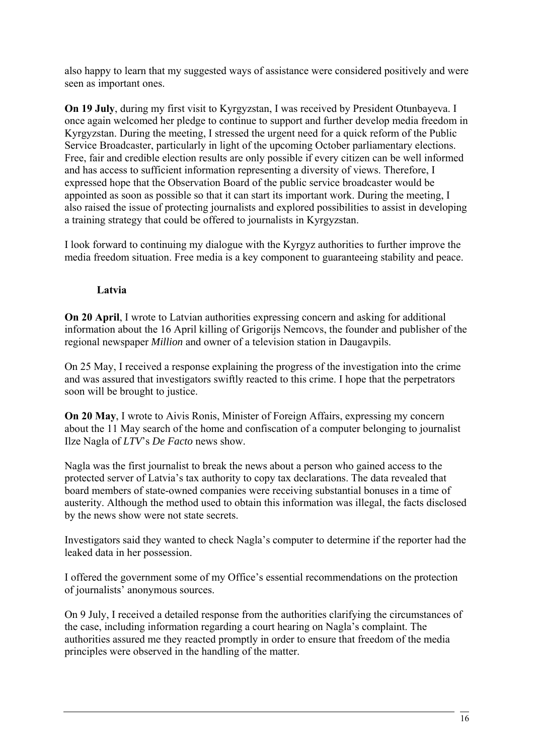also happy to learn that my suggested ways of assistance were considered positively and were seen as important ones.

**On 19 July**, during my first visit to Kyrgyzstan, I was received by President Otunbayeva. I once again welcomed her pledge to continue to support and further develop media freedom in Kyrgyzstan. During the meeting, I stressed the urgent need for a quick reform of the Public Service Broadcaster, particularly in light of the upcoming October parliamentary elections. Free, fair and credible election results are only possible if every citizen can be well informed and has access to sufficient information representing a diversity of views. Therefore, I expressed hope that the Observation Board of the public service broadcaster would be appointed as soon as possible so that it can start its important work. During the meeting, I also raised the issue of protecting journalists and explored possibilities to assist in developing a training strategy that could be offered to journalists in Kyrgyzstan.

I look forward to continuing my dialogue with the Kyrgyz authorities to further improve the media freedom situation. Free media is a key component to guaranteeing stability and peace.

### Latvia

**On 20 April**, I wrote to Latvian authorities expressing concern and asking for additional information about the 16 April killing of Grigorijs Nemcovs, the founder and publisher of the regional newspaper *Million* and owner of a television station in Daugavpils.

On 25 May, I received a response explaining the progress of the investigation into the crime and was assured that investigators swiftly reacted to this crime. I hope that the perpetrators soon will be brought to justice.

**On 20 May**, I wrote to Aivis Ronis, Minister of Foreign Affairs, expressing my concern about the 11 May search of the home and confiscation of a computer belonging to journalist Ilze Nagla of *LTV*'s *De Facto* news show.

Nagla was the first journalist to break the news about a person who gained access to the protected server of Latvia's tax authority to copy tax declarations. The data revealed that board members of state-owned companies were receiving substantial bonuses in a time of austerity. Although the method used to obtain this information was illegal, the facts disclosed by the news show were not state secrets.

Investigators said they wanted to check Nagla's computer to determine if the reporter had the leaked data in her possession.

I offered the government some of my Office's essential recommendations on the protection of journalists' anonymous sources.

On 9 July, I received a detailed response from the authorities clarifying the circumstances of the case, including information regarding a court hearing on Nagla's complaint. The authorities assured me they reacted promptly in order to ensure that freedom of the media principles were observed in the handling of the matter.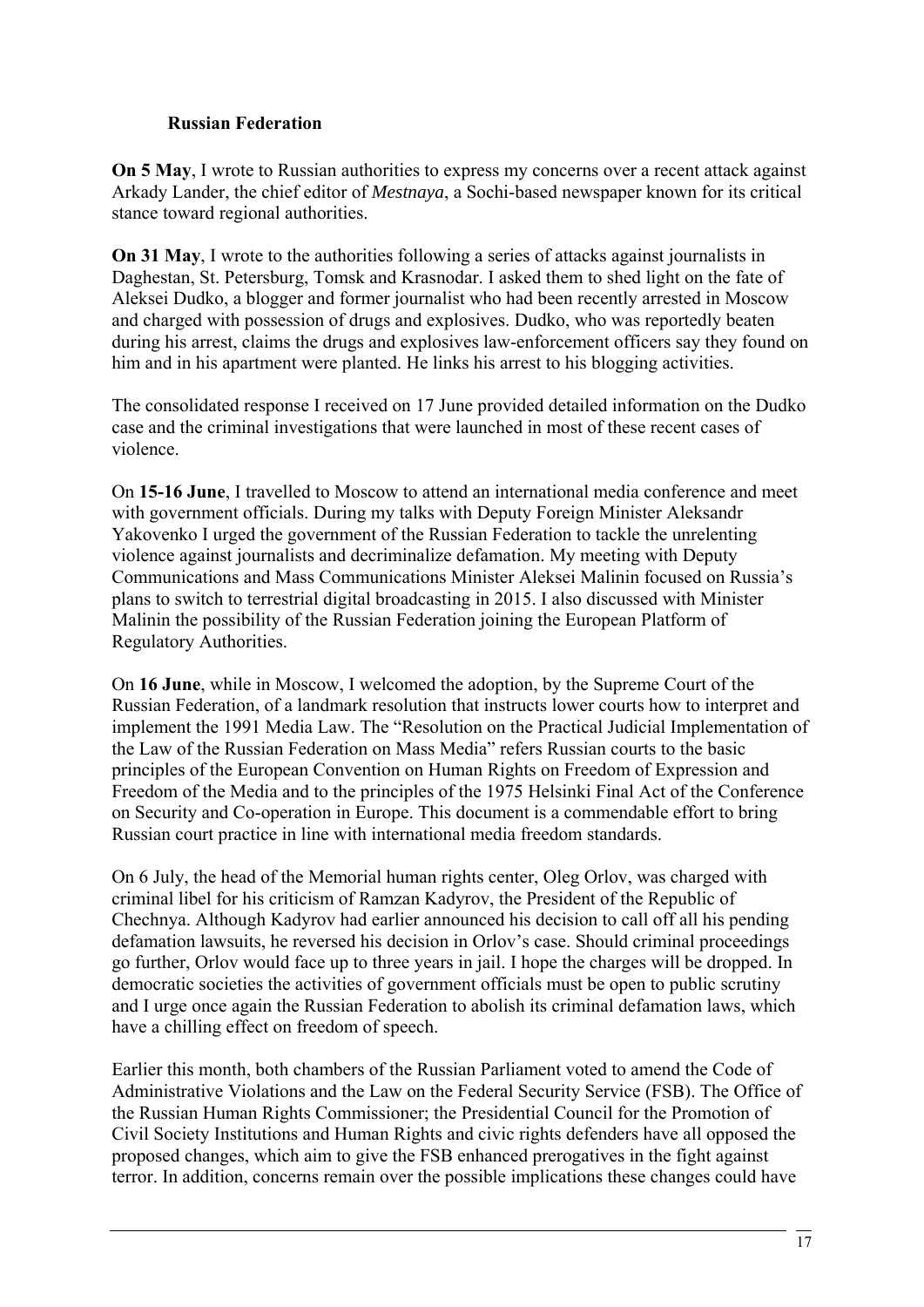### Russian Federation

**On 5 May**, I wrote to Russian authorities to express my concerns over a recent attack against Arkady Lander, the chief editor of *Mestnaya*, a Sochi-based newspaper known for its critical stance toward regional authorities.

**On 31 May**, I wrote to the authorities following a series of attacks against journalists in Daghestan, St. Petersburg, Tomsk and Krasnodar. I asked them to shed light on the fate of Aleksei Dudko, a blogger and former journalist who had been recently arrested in Moscow and charged with possession of drugs and explosives. Dudko, who was reportedly beaten during his arrest, claims the drugs and explosives law-enforcement officers say they found on him and in his apartment were planted. He links his arrest to his blogging activities.

The consolidated response I received on 17 June provided detailed information on the Dudko case and the criminal investigations that were launched in most of these recent cases of violence.

On **15-16 June**, I travelled to Moscow to attend an international media conference and meet with government officials. During my talks with Deputy Foreign Minister Aleksandr Yakovenko I urged the government of the Russian Federation to tackle the unrelenting violence against journalists and decriminalize defamation. My meeting with Deputy Communications and Mass Communications Minister Aleksei Malinin focused on Russia's plans to switch to terrestrial digital broadcasting in 2015. I also discussed with Minister Malinin the possibility of the Russian Federation joining the European Platform of Regulatory Authorities.

On **16 June**, while in Moscow, I welcomed the adoption, by the Supreme Court of the Russian Federation, of a landmark resolution that instructs lower courts how to interpret and implement the 1991 Media Law. The "Resolution on the Practical Judicial Implementation of the Law of the Russian Federation on Mass Media" refers Russian courts to the basic principles of the European Convention on Human Rights on Freedom of Expression and Freedom of the Media and to the principles of the 1975 Helsinki Final Act of the Conference on Security and Co-operation in Europe. This document is a commendable effort to bring Russian court practice in line with international media freedom standards.

On 6 July, the head of the Memorial human rights center, Oleg Orlov, was charged with criminal libel for his criticism of Ramzan Kadyrov, the President of the Republic of Chechnya. Although Kadyrov had earlier announced his decision to call off all his pending defamation lawsuits, he reversed his decision in Orlov's case. Should criminal proceedings go further, Orlov would face up to three years in jail. I hope the charges will be dropped. In democratic societies the activities of government officials must be open to public scrutiny and I urge once again the Russian Federation to abolish its criminal defamation laws, which have a chilling effect on freedom of speech.

Earlier this month, both chambers of the Russian Parliament voted to amend the Code of Administrative Violations and the Law on the Federal Security Service (FSB). The Office of the Russian Human Rights Commissioner; the Presidential Council for the Promotion of Civil Society Institutions and Human Rights and civic rights defenders have all opposed the proposed changes, which aim to give the FSB enhanced prerogatives in the fight against terror. In addition, concerns remain over the possible implications these changes could have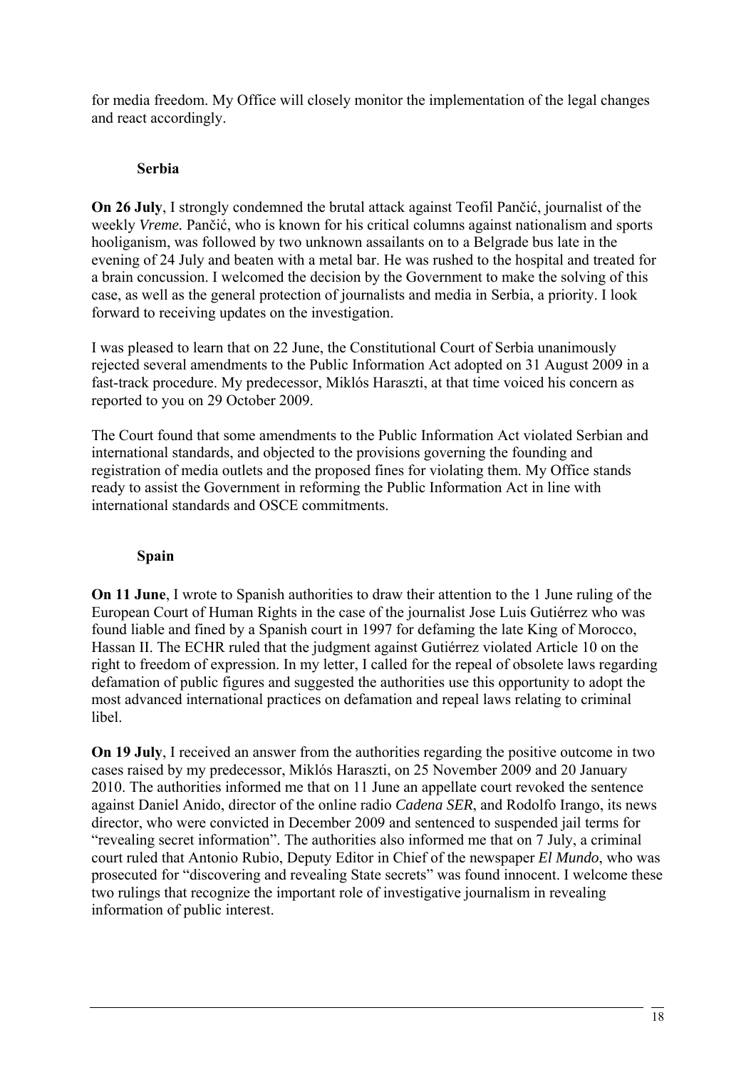for media freedom. My Office will closely monitor the implementation of the legal changes and react accordingly.

### Serbia

**On 26 July**, I strongly condemned the brutal attack against Teofil Pančić, journalist of the weekly *Vreme.* Pančić, who is known for his critical columns against nationalism and sports hooliganism, was followed by two unknown assailants on to a Belgrade bus late in the evening of 24 July and beaten with a metal bar. He was rushed to the hospital and treated for a brain concussion. I welcomed the decision by the Government to make the solving of this case, as well as the general protection of journalists and media in Serbia, a priority. I look forward to receiving updates on the investigation.

I was pleased to learn that on 22 June, the Constitutional Court of Serbia unanimously rejected several amendments to the Public Information Act adopted on 31 August 2009 in a fast-track procedure. My predecessor, Miklós Haraszti, at that time voiced his concern as reported to you on 29 October 2009.

The Court found that some amendments to the Public Information Act violated Serbian and international standards, and objected to the provisions governing the founding and registration of media outlets and the proposed fines for violating them. My Office stands ready to assist the Government in reforming the Public Information Act in line with international standards and OSCE commitments.

### Spain

**On 11 June**, I wrote to Spanish authorities to draw their attention to the 1 June ruling of the European Court of Human Rights in the case of the journalist Jose Luis Gutiérrez who was found liable and fined by a Spanish court in 1997 for defaming the late King of Morocco, Hassan II. The ECHR ruled that the judgment against Gutiérrez violated Article 10 on the right to freedom of expression. In my letter, I called for the repeal of obsolete laws regarding defamation of public figures and suggested the authorities use this opportunity to adopt the most advanced international practices on defamation and repeal laws relating to criminal libel.

**On 19 July**, I received an answer from the authorities regarding the positive outcome in two cases raised by my predecessor, Miklós Haraszti, on 25 November 2009 and 20 January 2010. The authorities informed me that on 11 June an appellate court revoked the sentence against Daniel Anido, director of the online radio *Cadena SER*, and Rodolfo Irango, its news director, who were convicted in December 2009 and sentenced to suspended jail terms for "revealing secret information". The authorities also informed me that on 7 July, a criminal court ruled that Antonio Rubio, Deputy Editor in Chief of the newspaper *El Mundo*, who was prosecuted for "discovering and revealing State secrets" was found innocent. I welcome these two rulings that recognize the important role of investigative journalism in revealing information of public interest.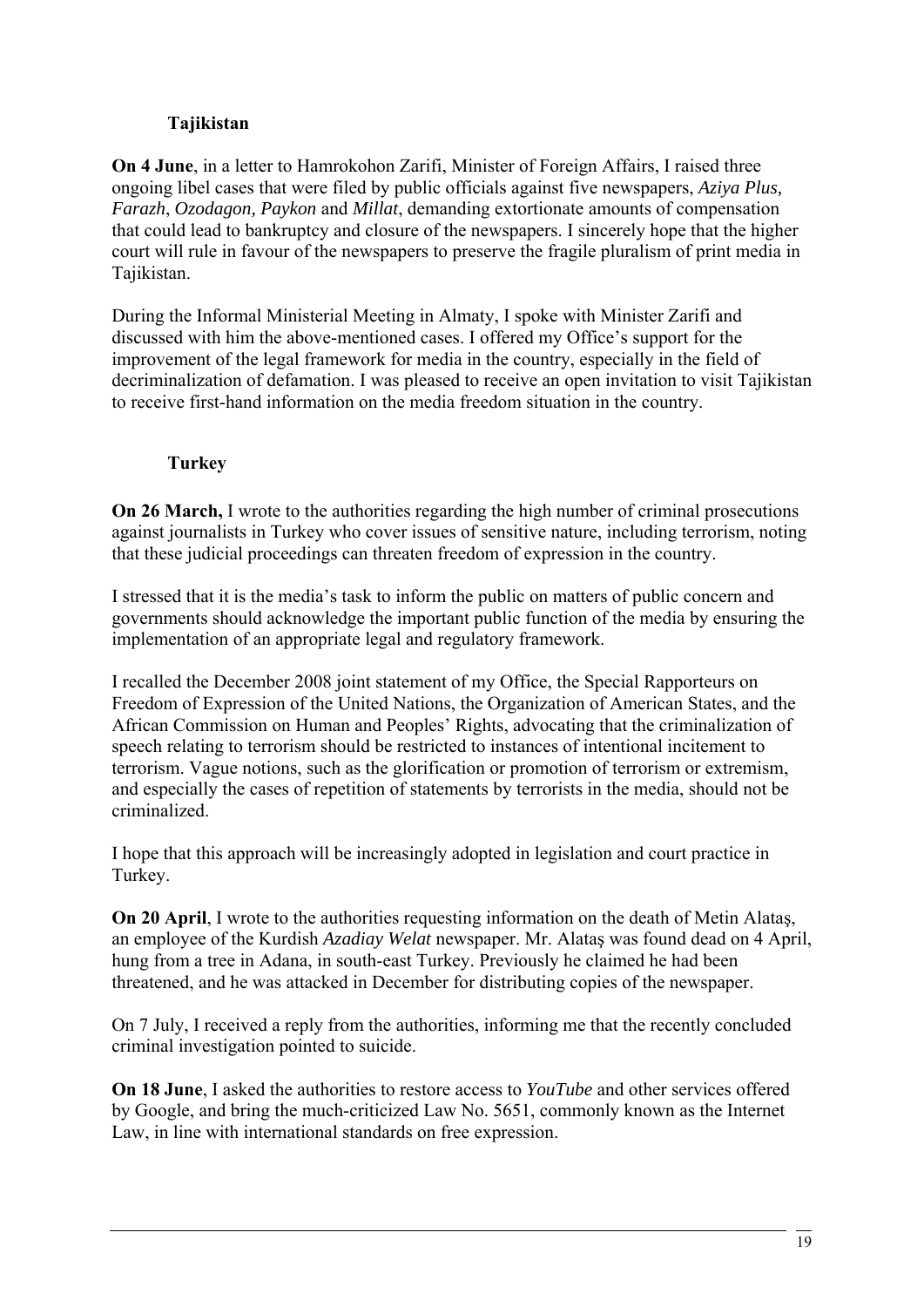### Tajikistan

**On 4 June**, in a letter to Hamrokohon Zarifi, Minister of Foreign Affairs, I raised three ongoing libel cases that were filed by public officials against five newspapers, *Aziya Plus, Farazh*, *Ozodagon, Paykon* and *Millat*, demanding extortionate amounts of compensation that could lead to bankruptcy and closure of the newspapers. I sincerely hope that the higher court will rule in favour of the newspapers to preserve the fragile pluralism of print media in Tajikistan.

During the Informal Ministerial Meeting in Almaty, I spoke with Minister Zarifi and discussed with him the above-mentioned cases. I offered my Office's support for the improvement of the legal framework for media in the country, especially in the field of decriminalization of defamation. I was pleased to receive an open invitation to visit Tajikistan to receive first-hand information on the media freedom situation in the country.

### Turkey

**On 26 March,** I wrote to the authorities regarding the high number of criminal prosecutions against journalists in Turkey who cover issues of sensitive nature, including terrorism, noting that these judicial proceedings can threaten freedom of expression in the country.

I stressed that it is the media's task to inform the public on matters of public concern and governments should acknowledge the important public function of the media by ensuring the implementation of an appropriate legal and regulatory framework.

I recalled the December 2008 joint statement of my Office, the Special Rapporteurs on Freedom of Expression of the United Nations, the Organization of American States, and the African Commission on Human and Peoples' Rights, advocating that the criminalization of speech relating to terrorism should be restricted to instances of intentional incitement to terrorism. Vague notions, such as the glorification or promotion of terrorism or extremism, and especially the cases of repetition of statements by terrorists in the media, should not be criminalized.

I hope that this approach will be increasingly adopted in legislation and court practice in Turkey.

**On 20 April**, I wrote to the authorities requesting information on the death of Metin Alataş, an employee of the Kurdish *Azadiay Welat* newspaper. Mr. Alataş was found dead on 4 April, hung from a tree in Adana, in south-east Turkey. Previously he claimed he had been threatened, and he was attacked in December for distributing copies of the newspaper.

On 7 July, I received a reply from the authorities, informing me that the recently concluded criminal investigation pointed to suicide.

**On 18 June**, I asked the authorities to restore access to *YouTube* and other services offered by Google, and bring the much-criticized Law No. 5651, commonly known as the Internet Law, in line with international standards on free expression.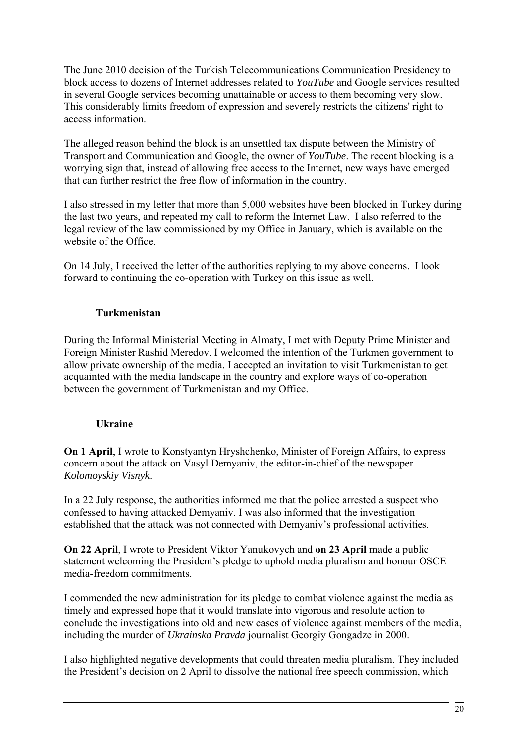The June 2010 decision of the Turkish Telecommunications Communication Presidency to block access to dozens of Internet addresses related to *YouTube* and Google services resulted in several Google services becoming unattainable or access to them becoming very slow. This considerably limits freedom of expression and severely restricts the citizens' right to access information.

The alleged reason behind the block is an unsettled tax dispute between the Ministry of Transport and Communication and Google, the owner of *YouTube*. The recent blocking is a worrying sign that, instead of allowing free access to the Internet, new ways have emerged that can further restrict the free flow of information in the country.

I also stressed in my letter that more than 5,000 websites have been blocked in Turkey during the last two years, and repeated my call to reform the Internet Law. I also referred to the legal review of the law commissioned by my Office in January, which is available on the website of the Office.

On 14 July, I received the letter of the authorities replying to my above concerns. I look forward to continuing the co-operation with Turkey on this issue as well.

### Turkmenistan

During the Informal Ministerial Meeting in Almaty, I met with Deputy Prime Minister and Foreign Minister Rashid Meredov. I welcomed the intention of the Turkmen government to allow private ownership of the media. I accepted an invitation to visit Turkmenistan to get acquainted with the media landscape in the country and explore ways of co-operation between the government of Turkmenistan and my Office.

### Ukraine

**On 1 April**, I wrote to Konstyantyn Hryshchenko, Minister of Foreign Affairs, to express concern about the attack on Vasyl Demyaniv, the editor-in-chief of the newspaper *Kolomoyskiy Visnyk*.

In a 22 July response, the authorities informed me that the police arrested a suspect who confessed to having attacked Demyaniv. I was also informed that the investigation established that the attack was not connected with Demyaniv's professional activities.

**On 22 April**, I wrote to President Viktor Yanukovych and **on 23 April** made a public statement welcoming the President's pledge to uphold media pluralism and honour OSCE media-freedom commitments.

I commended the new administration for its pledge to combat violence against the media as timely and expressed hope that it would translate into vigorous and resolute action to conclude the investigations into old and new cases of violence against members of the media, including the murder of *Ukrainska Pravda* journalist Georgiy Gongadze in 2000.

I also highlighted negative developments that could threaten media pluralism. They included the President's decision on 2 April to dissolve the national free speech commission, which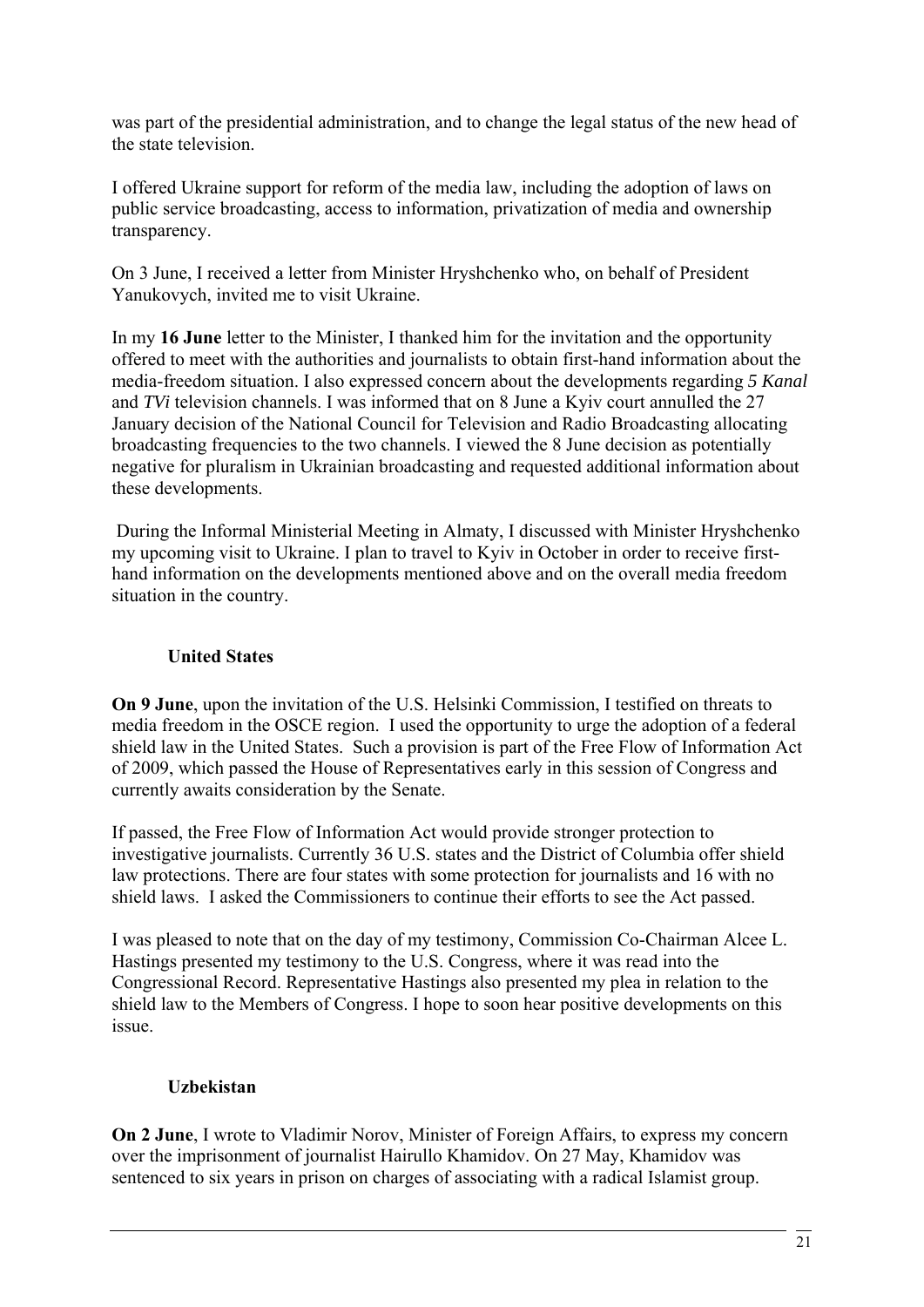was part of the presidential administration, and to change the legal status of the new head of the state television.

I offered Ukraine support for reform of the media law, including the adoption of laws on public service broadcasting, access to information, privatization of media and ownership transparency.

On 3 June, I received a letter from Minister Hryshchenko who, on behalf of President Yanukovych, invited me to visit Ukraine.

In my **16 June** letter to the Minister, I thanked him for the invitation and the opportunity offered to meet with the authorities and journalists to obtain first-hand information about the media-freedom situation. I also expressed concern about the developments regarding *5 Kanal* and *TVi* television channels. I was informed that on 8 June a Kyiv court annulled the 27 January decision of the National Council for Television and Radio Broadcasting allocating broadcasting frequencies to the two channels. I viewed the 8 June decision as potentially negative for pluralism in Ukrainian broadcasting and requested additional information about these developments.

During the Informal Ministerial Meeting in Almaty, I discussed with Minister Hryshchenko my upcoming visit to Ukraine. I plan to travel to Kyiv in October in order to receive first-hand information on the developments mentioned above and on the overall media freedom situation in the country.

### United States

**On 9 June**, upon the invitation of the U.S. Helsinki Commission, I testified on threats to media freedom in the OSCE region. I used the opportunity to urge the adoption of a federal shield law in the United States. Such a provision is part of the Free Flow of Information Act of 2009, which passed the House of Representatives early in this session of Congress and currently awaits consideration by the Senate.

If passed, the Free Flow of Information Act would provide stronger protection to investigative journalists. Currently 36 U.S. states and the District of Columbia offer shield law protections. There are four states with some protection for journalists and 16 with no shield laws. I asked the Commissioners to continue their efforts to see the Act passed.

I was pleased to note that on the day of my testimony, Commission Co-Chairman Alcee L. Hastings presented my testimony to the U.S. Congress, where it was read into the Congressional Record. Representative Hastings also presented my plea in relation to the shield law to the Members of Congress. I hope to soon hear positive developments on this issue.

### Uzbekistan

**On 2 June**, I wrote to Vladimir Norov, Minister of Foreign Affairs, to express my concern over the imprisonment of journalist Hairullo Khamidov. On 27 May, Khamidov was sentenced to six years in prison on charges of associating with a radical Islamist group.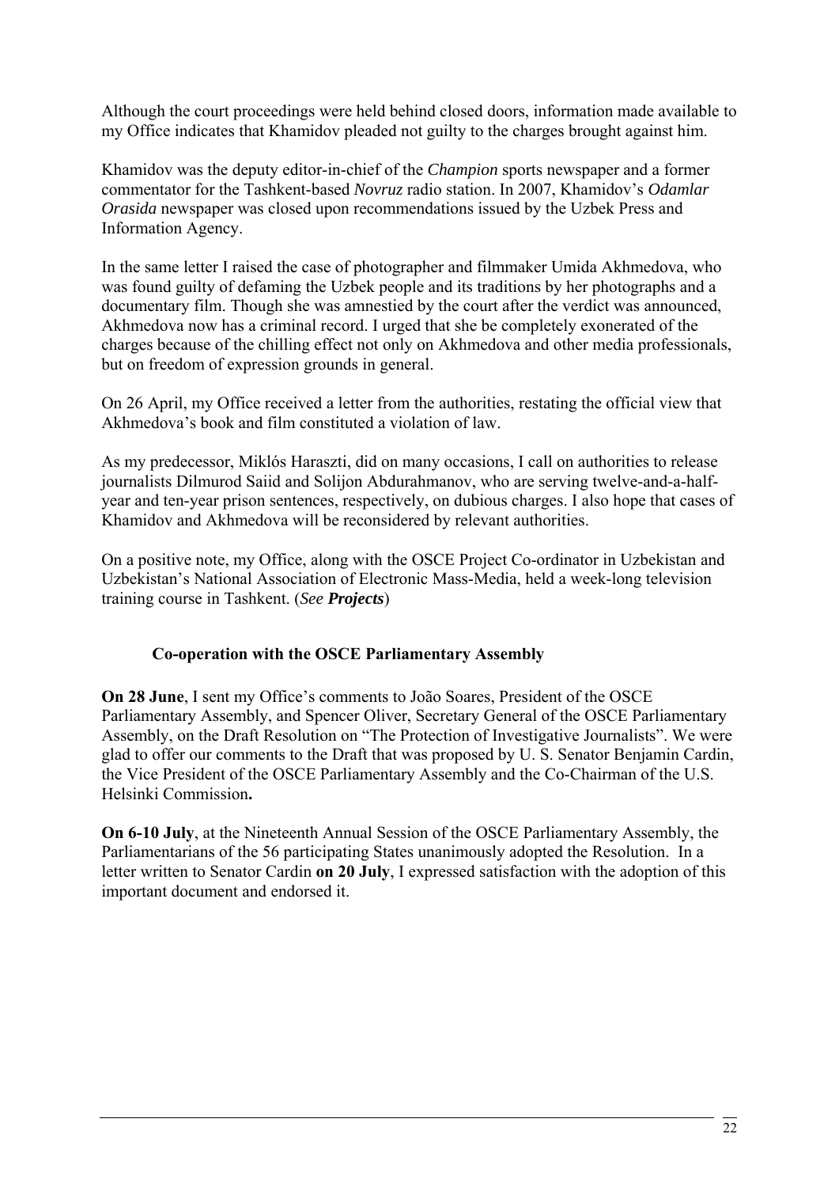Although the court proceedings were held behind closed doors, information made available to my Office indicates that Khamidov pleaded not guilty to the charges brought against him.

Khamidov was the deputy editor-in-chief of the *Champion* sports newspaper and a former commentator for the Tashkent-based *Novruz* radio station. In 2007, Khamidov's *Odamlar Orasida* newspaper was closed upon recommendations issued by the Uzbek Press and Information Agency.

In the same letter I raised the case of photographer and filmmaker Umida Akhmedova, who was found guilty of defaming the Uzbek people and its traditions by her photographs and a documentary film. Though she was amnestied by the court after the verdict was announced, Akhmedova now has a criminal record. I urged that she be completely exonerated of the charges because of the chilling effect not only on Akhmedova and other media professionals, but on freedom of expression grounds in general.

On 26 April, my Office received a letter from the authorities, restating the official view that Akhmedova's book and film constituted a violation of law.

As my predecessor, Miklós Haraszti, did on many occasions, I call on authorities to release journalists Dilmurod Saiid and Solijon Abdurahmanov, who are serving twelve-and-a-half-year and ten-year prison sentences, respectively, on dubious charges. I also hope that cases of Khamidov and Akhmedova will be reconsidered by relevant authorities.

On a positive note, my Office, along with the OSCE Project Co-ordinator in Uzbekistan and Uzbekistan's National Association of Electronic Mass-Media, held a week-long television training course in Tashkent. (*See **Projects***)

### Co-operation with the OSCE Parliamentary Assembly

**On 28 June**, I sent my Office's comments to João Soares, President of the OSCE Parliamentary Assembly, and Spencer Oliver, Secretary General of the OSCE Parliamentary Assembly, on the Draft Resolution on "The Protection of Investigative Journalists". We were glad to offer our comments to the Draft that was proposed by U. S. Senator Benjamin Cardin, the Vice President of the OSCE Parliamentary Assembly and the Co-Chairman of the U.S. Helsinki Commission**.**

**On 6-10 July**, at the Nineteenth Annual Session of the OSCE Parliamentary Assembly, the Parliamentarians of the 56 participating States unanimously adopted the Resolution. In a letter written to Senator Cardin **on 20 July**, I expressed satisfaction with the adoption of this important document and endorsed it.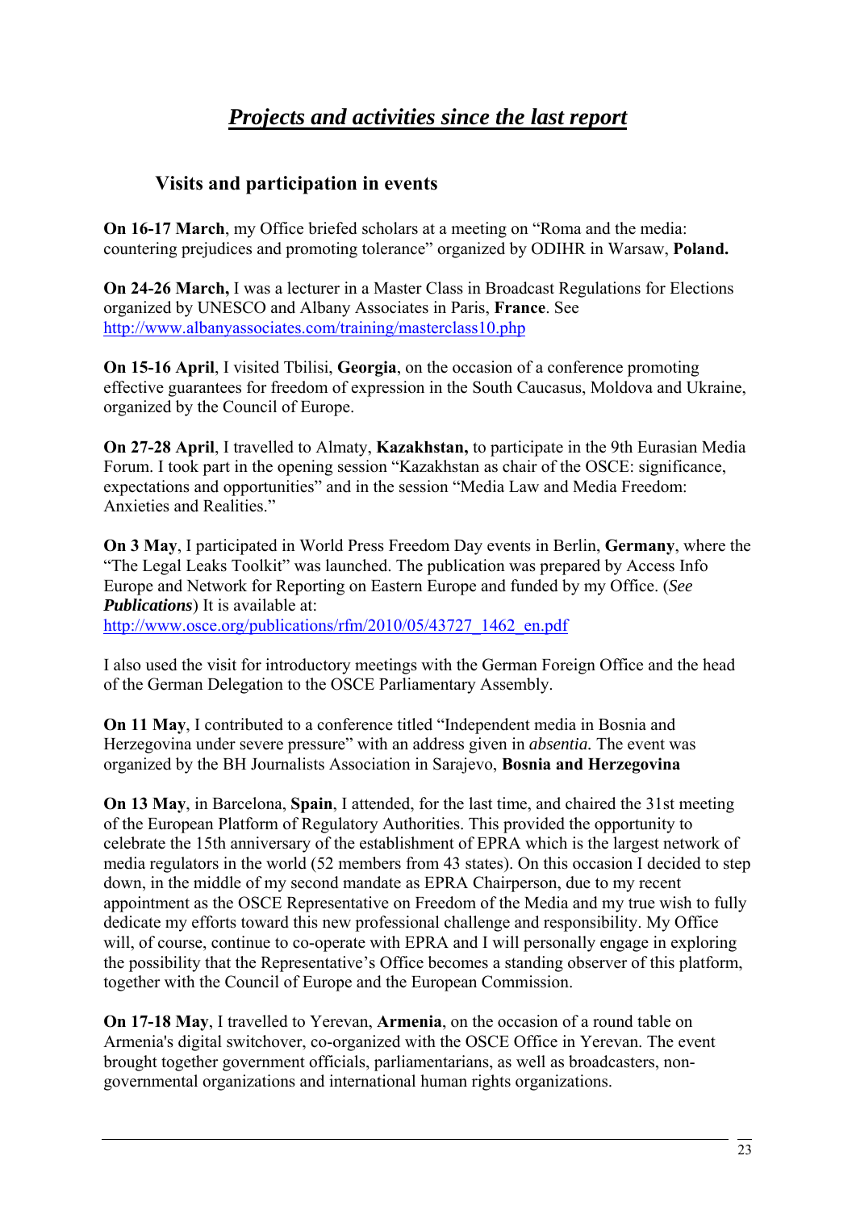# ***Projects and activities since the last report***

## Visits and participation in events

**On 16-17 March**, my Office briefed scholars at a meeting on "Roma and the media: countering prejudices and promoting tolerance" organized by ODIHR in Warsaw, **Poland.**

**On 24-26 March,** I was a lecturer in a Master Class in Broadcast Regulations for Elections organized by UNESCO and Albany Associates in Paris, **France**. See http://www.albanyassociates.com/training/masterclass10.php

**On 15-16 April**, I visited Tbilisi, **Georgia**, on the occasion of a conference promoting effective guarantees for freedom of expression in the South Caucasus, Moldova and Ukraine, organized by the Council of Europe.

**On 27-28 April**, I travelled to Almaty, **Kazakhstan,** to participate in the 9th Eurasian Media Forum. I took part in the opening session "Kazakhstan as chair of the OSCE: significance, expectations and opportunities" and in the session "Media Law and Media Freedom: Anxieties and Realities."

**On 3 May**, I participated in World Press Freedom Day events in Berlin, **Germany**, where the "The Legal Leaks Toolkit" was launched. The publication was prepared by Access Info Europe and Network for Reporting on Eastern Europe and funded by my Office. (*See **Publications***) It is available at: http://www.osce.org/publications/rfm/2010/05/43727_1462_en.pdf

I also used the visit for introductory meetings with the German Foreign Office and the head of the German Delegation to the OSCE Parliamentary Assembly.

**On 11 May**, I contributed to a conference titled "Independent media in Bosnia and Herzegovina under severe pressure" with an address given in *absentia.* The event was organized by the BH Journalists Association in Sarajevo, **Bosnia and Herzegovina**

**On 13 May**, in Barcelona, **Spain**, I attended, for the last time, and chaired the 31st meeting of the European Platform of Regulatory Authorities. This provided the opportunity to celebrate the 15th anniversary of the establishment of EPRA which is the largest network of media regulators in the world (52 members from 43 states). On this occasion I decided to step down, in the middle of my second mandate as EPRA Chairperson, due to my recent appointment as the OSCE Representative on Freedom of the Media and my true wish to fully dedicate my efforts toward this new professional challenge and responsibility. My Office will, of course, continue to co-operate with EPRA and I will personally engage in exploring the possibility that the Representative's Office becomes a standing observer of this platform, together with the Council of Europe and the European Commission.

**On 17-18 May**, I travelled to Yerevan, **Armenia**, on the occasion of a round table on Armenia's digital switchover, co-organized with the OSCE Office in Yerevan. The event brought together government officials, parliamentarians, as well as broadcasters, non-governmental organizations and international human rights organizations.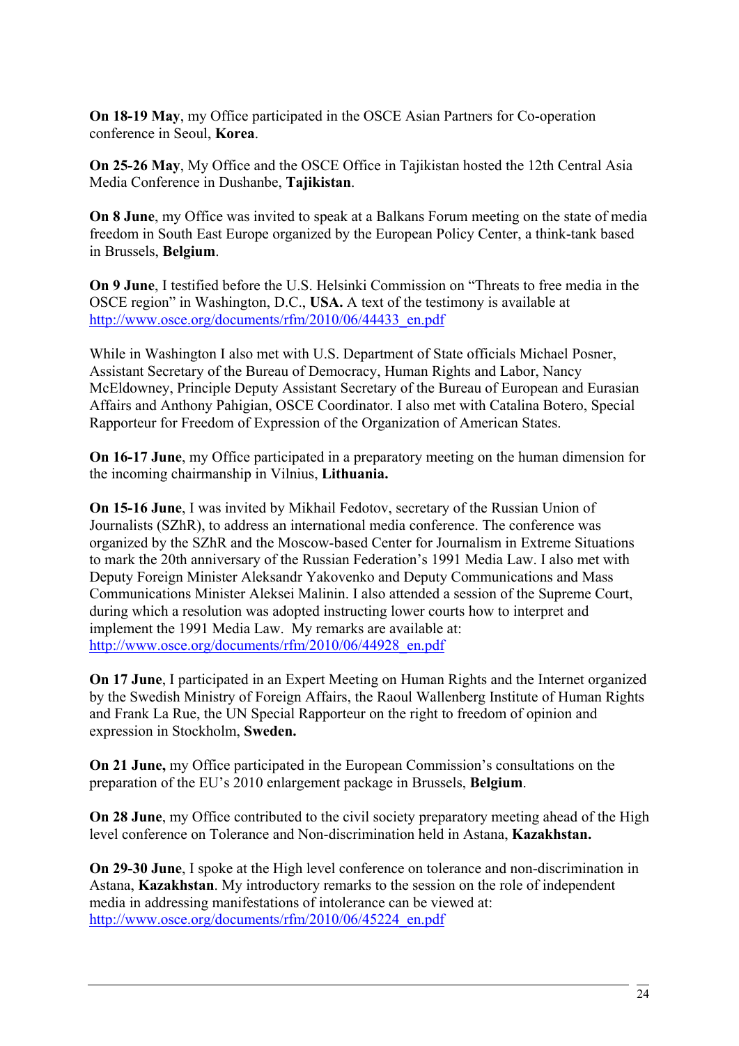**On 18-19 May**, my Office participated in the OSCE Asian Partners for Co-operation conference in Seoul, **Korea**.

**On 25-26 May**, My Office and the OSCE Office in Tajikistan hosted the 12th Central Asia Media Conference in Dushanbe, **Tajikistan**.

**On 8 June**, my Office was invited to speak at a Balkans Forum meeting on the state of media freedom in South East Europe organized by the European Policy Center, a think-tank based in Brussels, **Belgium**.

**On 9 June**, I testified before the U.S. Helsinki Commission on "Threats to free media in the OSCE region" in Washington, D.C., **USA.** A text of the testimony is available at http://www.osce.org/documents/rfm/2010/06/44433_en.pdf

While in Washington I also met with U.S. Department of State officials Michael Posner, Assistant Secretary of the Bureau of Democracy, Human Rights and Labor, Nancy McEldowney, Principle Deputy Assistant Secretary of the Bureau of European and Eurasian Affairs and Anthony Pahigian, OSCE Coordinator. I also met with Catalina Botero, Special Rapporteur for Freedom of Expression of the Organization of American States.

**On 16-17 June**, my Office participated in a preparatory meeting on the human dimension for the incoming chairmanship in Vilnius, **Lithuania.**

**On 15-16 June**, I was invited by Mikhail Fedotov, secretary of the Russian Union of Journalists (SZhR), to address an international media conference. The conference was organized by the SZhR and the Moscow-based Center for Journalism in Extreme Situations to mark the 20th anniversary of the Russian Federation's 1991 Media Law. I also met with Deputy Foreign Minister Aleksandr Yakovenko and Deputy Communications and Mass Communications Minister Aleksei Malinin. I also attended a session of the Supreme Court, during which a resolution was adopted instructing lower courts how to interpret and implement the 1991 Media Law. My remarks are available at: http://www.osce.org/documents/rfm/2010/06/44928_en.pdf

**On 17 June**, I participated in an Expert Meeting on Human Rights and the Internet organized by the Swedish Ministry of Foreign Affairs, the Raoul Wallenberg Institute of Human Rights and Frank La Rue, the UN Special Rapporteur on the right to freedom of opinion and expression in Stockholm, **Sweden.**

**On 21 June,** my Office participated in the European Commission's consultations on the preparation of the EU's 2010 enlargement package in Brussels, **Belgium**.

**On 28 June**, my Office contributed to the civil society preparatory meeting ahead of the High level conference on Tolerance and Non-discrimination held in Astana, **Kazakhstan.**

**On 29-30 June**, I spoke at the High level conference on tolerance and non-discrimination in Astana, **Kazakhstan**. My introductory remarks to the session on the role of independent media in addressing manifestations of intolerance can be viewed at: http://www.osce.org/documents/rfm/2010/06/45224_en.pdf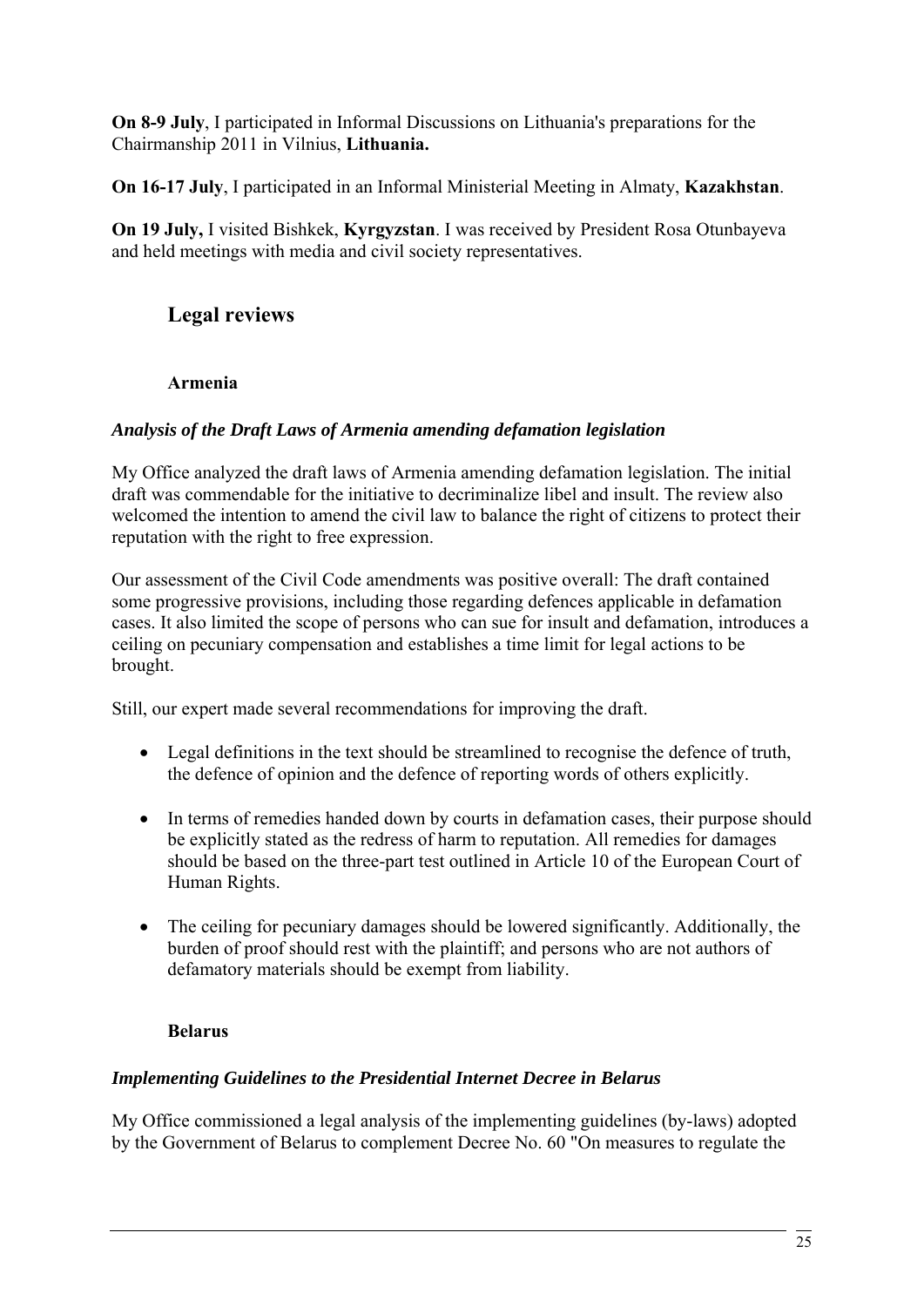**On 8-9 July**, I participated in Informal Discussions on Lithuania's preparations for the Chairmanship 2011 in Vilnius, **Lithuania.**

**On 16-17 July**, I participated in an Informal Ministerial Meeting in Almaty, **Kazakhstan**.

**On 19 July,** I visited Bishkek, **Kyrgyzstan**. I was received by President Rosa Otunbayeva and held meetings with media and civil society representatives.

## Legal reviews

### Armenia

***Analysis of the Draft Laws of Armenia amending defamation legislation***

My Office analyzed the draft laws of Armenia amending defamation legislation. The initial draft was commendable for the initiative to decriminalize libel and insult. The review also welcomed the intention to amend the civil law to balance the right of citizens to protect their reputation with the right to free expression.

Our assessment of the Civil Code amendments was positive overall: The draft contained some progressive provisions, including those regarding defences applicable in defamation cases. It also limited the scope of persons who can sue for insult and defamation, introduces a ceiling on pecuniary compensation and establishes a time limit for legal actions to be brought.

Still, our expert made several recommendations for improving the draft.

- Legal definitions in the text should be streamlined to recognise the defence of truth, the defence of opinion and the defence of reporting words of others explicitly.
- In terms of remedies handed down by courts in defamation cases, their purpose should be explicitly stated as the redress of harm to reputation. All remedies for damages should be based on the three-part test outlined in Article 10 of the European Court of Human Rights.
- The ceiling for pecuniary damages should be lowered significantly. Additionally, the burden of proof should rest with the plaintiff; and persons who are not authors of defamatory materials should be exempt from liability.

### Belarus

***Implementing Guidelines to the Presidential Internet Decree in Belarus***

My Office commissioned a legal analysis of the implementing guidelines (by-laws) adopted by the Government of Belarus to complement Decree No. 60 "On measures to regulate the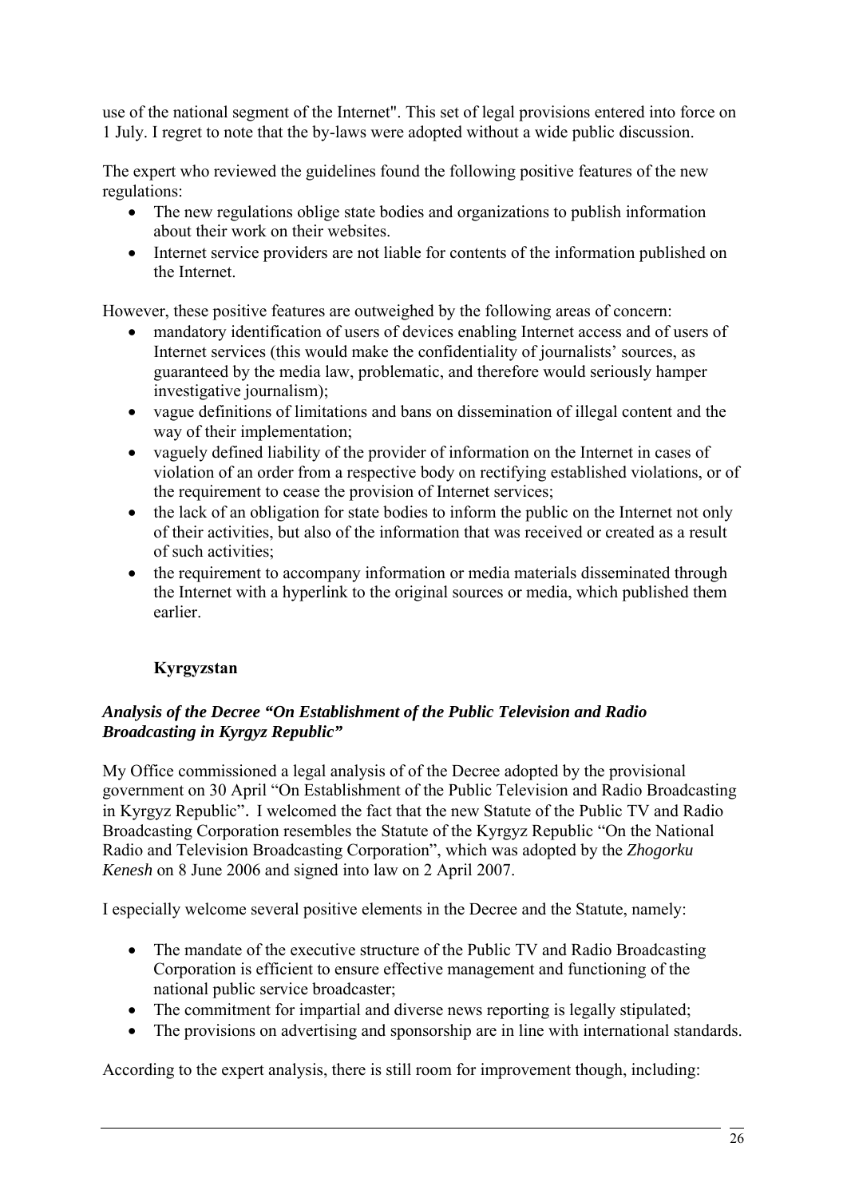use of the national segment of the Internet". This set of legal provisions entered into force on 1 July. I regret to note that the by-laws were adopted without a wide public discussion.

The expert who reviewed the guidelines found the following positive features of the new regulations:

- The new regulations oblige state bodies and organizations to publish information about their work on their websites.
- Internet service providers are not liable for contents of the information published on the Internet.

However, these positive features are outweighed by the following areas of concern:

- mandatory identification of users of devices enabling Internet access and of users of Internet services (this would make the confidentiality of journalists' sources, as guaranteed by the media law, problematic, and therefore would seriously hamper investigative journalism);
- vague definitions of limitations and bans on dissemination of illegal content and the way of their implementation;
- vaguely defined liability of the provider of information on the Internet in cases of violation of an order from a respective body on rectifying established violations, or of the requirement to cease the provision of Internet services;
- the lack of an obligation for state bodies to inform the public on the Internet not only of their activities, but also of the information that was received or created as a result of such activities;
- the requirement to accompany information or media materials disseminated through the Internet with a hyperlink to the original sources or media, which published them earlier.

## Kyrgyzstan

### *Analysis of the Decree "On Establishment of the Public Television and Radio Broadcasting in Kyrgyz Republic"*

My Office commissioned a legal analysis of of the Decree adopted by the provisional government on 30 April "On Establishment of the Public Television and Radio Broadcasting in Kyrgyz Republic". I welcomed the fact that the new Statute of the Public TV and Radio Broadcasting Corporation resembles the Statute of the Kyrgyz Republic "On the National Radio and Television Broadcasting Corporation", which was adopted by the *Zhogorku Kenesh* on 8 June 2006 and signed into law on 2 April 2007.

I especially welcome several positive elements in the Decree and the Statute, namely:

- The mandate of the executive structure of the Public TV and Radio Broadcasting Corporation is efficient to ensure effective management and functioning of the national public service broadcaster;
- The commitment for impartial and diverse news reporting is legally stipulated;
- The provisions on advertising and sponsorship are in line with international standards.

According to the expert analysis, there is still room for improvement though, including: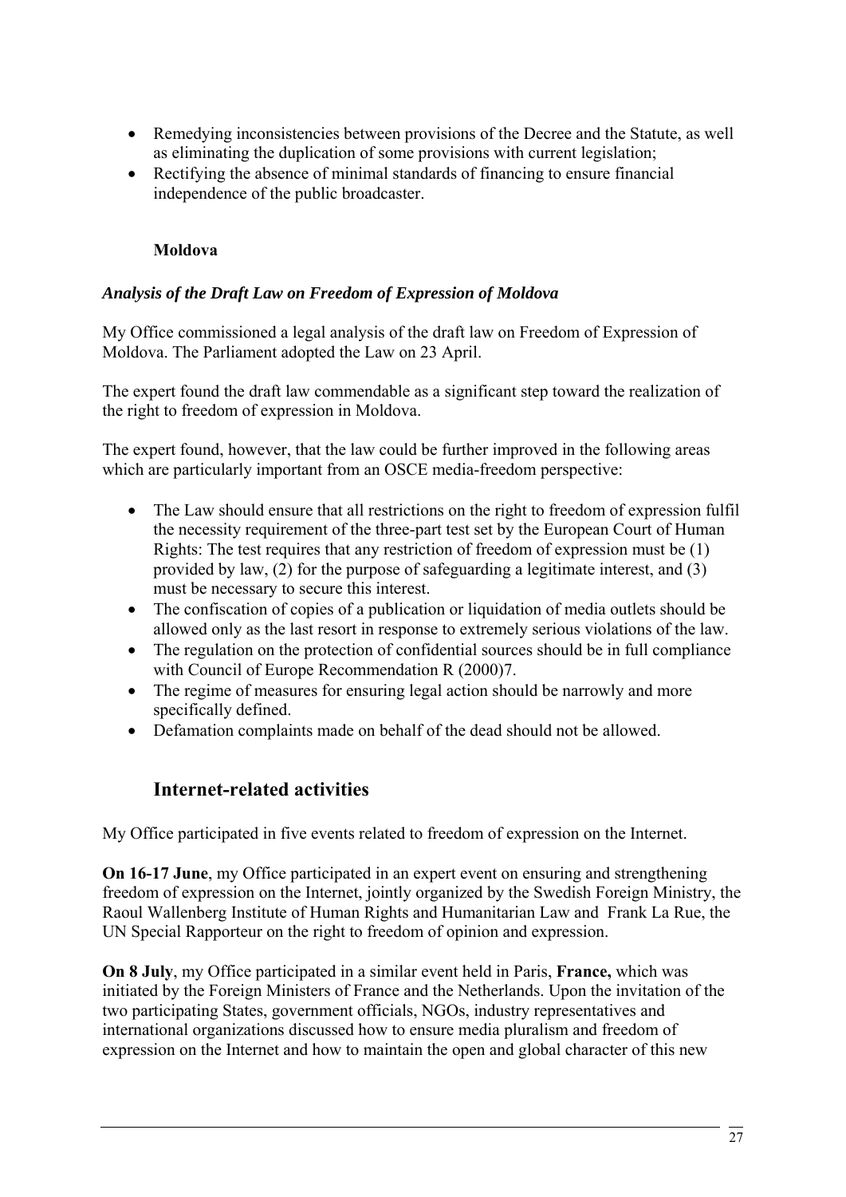- Remedying inconsistencies between provisions of the Decree and the Statute, as well as eliminating the duplication of some provisions with current legislation;
- Rectifying the absence of minimal standards of financing to ensure financial independence of the public broadcaster.

#### Moldova

***Analysis of the Draft Law on Freedom of Expression of Moldova***

My Office commissioned a legal analysis of the draft law on Freedom of Expression of Moldova. The Parliament adopted the Law on 23 April.

The expert found the draft law commendable as a significant step toward the realization of the right to freedom of expression in Moldova.

The expert found, however, that the law could be further improved in the following areas which are particularly important from an OSCE media-freedom perspective:

- The Law should ensure that all restrictions on the right to freedom of expression fulfil the necessity requirement of the three-part test set by the European Court of Human Rights: The test requires that any restriction of freedom of expression must be (1) provided by law, (2) for the purpose of safeguarding a legitimate interest, and (3) must be necessary to secure this interest.
- The confiscation of copies of a publication or liquidation of media outlets should be allowed only as the last resort in response to extremely serious violations of the law.
- The regulation on the protection of confidential sources should be in full compliance with Council of Europe Recommendation R (2000)7.
- The regime of measures for ensuring legal action should be narrowly and more specifically defined.
- Defamation complaints made on behalf of the dead should not be allowed.

## Internet-related activities

My Office participated in five events related to freedom of expression on the Internet.

**On 16-17 June**, my Office participated in an expert event on ensuring and strengthening freedom of expression on the Internet, jointly organized by the Swedish Foreign Ministry, the Raoul Wallenberg Institute of Human Rights and Humanitarian Law and Frank La Rue, the UN Special Rapporteur on the right to freedom of opinion and expression.

**On 8 July**, my Office participated in a similar event held in Paris, **France,** which was initiated by the Foreign Ministers of France and the Netherlands. Upon the invitation of the two participating States, government officials, NGOs, industry representatives and international organizations discussed how to ensure media pluralism and freedom of expression on the Internet and how to maintain the open and global character of this new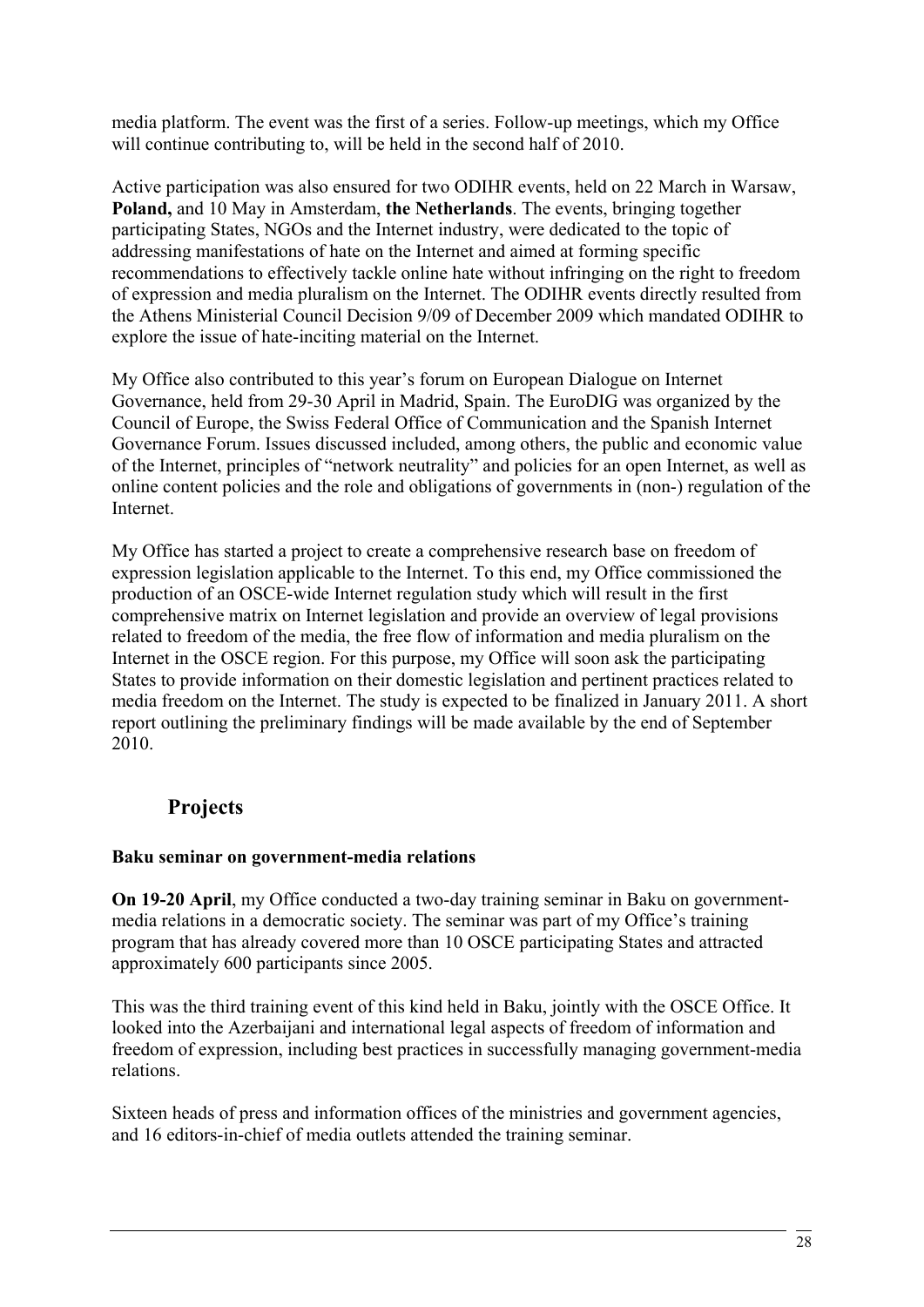media platform. The event was the first of a series. Follow-up meetings, which my Office will continue contributing to, will be held in the second half of 2010.

Active participation was also ensured for two ODIHR events, held on 22 March in Warsaw, **Poland,** and 10 May in Amsterdam, **the Netherlands**. The events, bringing together participating States, NGOs and the Internet industry, were dedicated to the topic of addressing manifestations of hate on the Internet and aimed at forming specific recommendations to effectively tackle online hate without infringing on the right to freedom of expression and media pluralism on the Internet. The ODIHR events directly resulted from the Athens Ministerial Council Decision 9/09 of December 2009 which mandated ODIHR to explore the issue of hate-inciting material on the Internet.

My Office also contributed to this year's forum on European Dialogue on Internet Governance, held from 29-30 April in Madrid, Spain. The EuroDIG was organized by the Council of Europe, the Swiss Federal Office of Communication and the Spanish Internet Governance Forum. Issues discussed included, among others, the public and economic value of the Internet, principles of "network neutrality" and policies for an open Internet, as well as online content policies and the role and obligations of governments in (non-) regulation of the Internet.

My Office has started a project to create a comprehensive research base on freedom of expression legislation applicable to the Internet. To this end, my Office commissioned the production of an OSCE-wide Internet regulation study which will result in the first comprehensive matrix on Internet legislation and provide an overview of legal provisions related to freedom of the media, the free flow of information and media pluralism on the Internet in the OSCE region. For this purpose, my Office will soon ask the participating States to provide information on their domestic legislation and pertinent practices related to media freedom on the Internet. The study is expected to be finalized in January 2011. A short report outlining the preliminary findings will be made available by the end of September 2010.

## Projects

### Baku seminar on government-media relations

**On 19-20 April**, my Office conducted a two-day training seminar in Baku on government-media relations in a democratic society. The seminar was part of my Office's training program that has already covered more than 10 OSCE participating States and attracted approximately 600 participants since 2005.

This was the third training event of this kind held in Baku, jointly with the OSCE Office. It looked into the Azerbaijani and international legal aspects of freedom of information and freedom of expression, including best practices in successfully managing government-media relations.

Sixteen heads of press and information offices of the ministries and government agencies, and 16 editors-in-chief of media outlets attended the training seminar.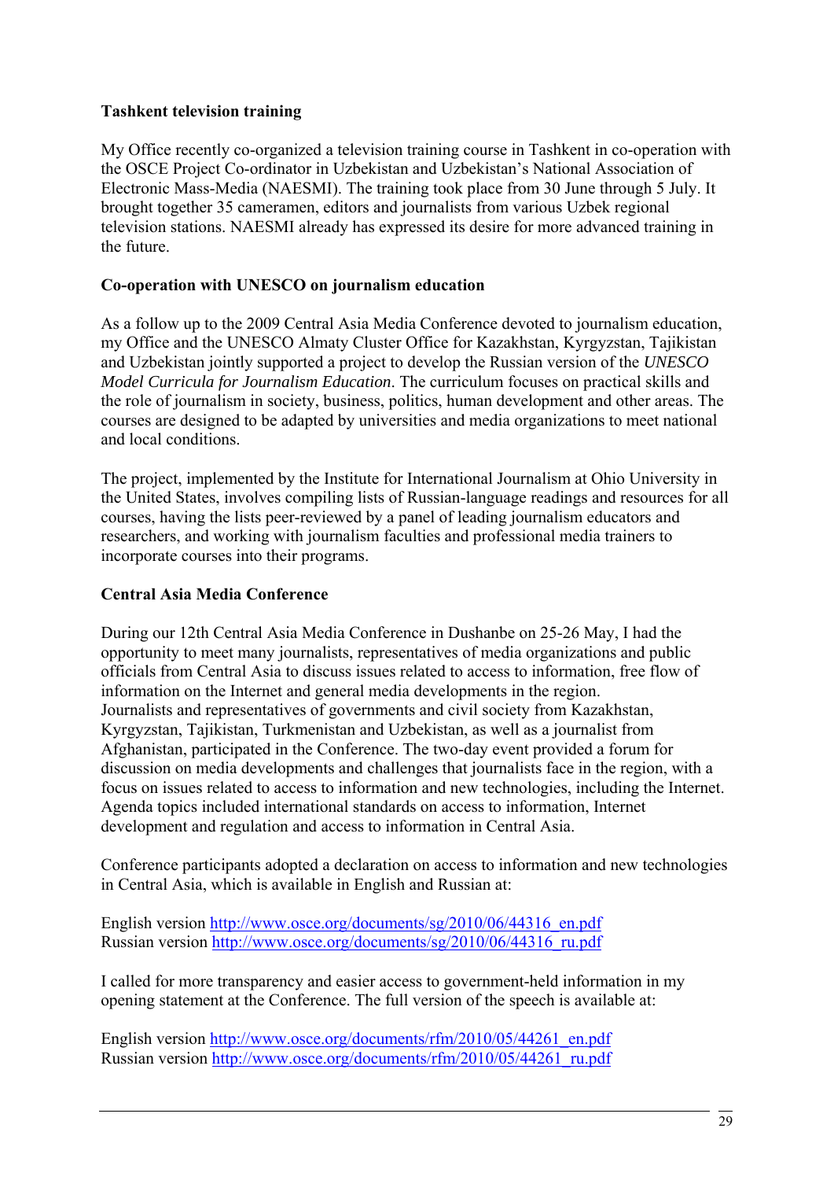**Tashkent television training**

My Office recently co-organized a television training course in Tashkent in co-operation with the OSCE Project Co-ordinator in Uzbekistan and Uzbekistan's National Association of Electronic Mass-Media (NAESMI). The training took place from 30 June through 5 July. It brought together 35 cameramen, editors and journalists from various Uzbek regional television stations. NAESMI already has expressed its desire for more advanced training in the future.

**Co-operation with UNESCO on journalism education**

As a follow up to the 2009 Central Asia Media Conference devoted to journalism education, my Office and the UNESCO Almaty Cluster Office for Kazakhstan, Kyrgyzstan, Tajikistan and Uzbekistan jointly supported a project to develop the Russian version of the *UNESCO Model Curricula for Journalism Education*. The curriculum focuses on practical skills and the role of journalism in society, business, politics, human development and other areas. The courses are designed to be adapted by universities and media organizations to meet national and local conditions.

The project, implemented by the Institute for International Journalism at Ohio University in the United States, involves compiling lists of Russian-language readings and resources for all courses, having the lists peer-reviewed by a panel of leading journalism educators and researchers, and working with journalism faculties and professional media trainers to incorporate courses into their programs.

**Central Asia Media Conference**

During our 12th Central Asia Media Conference in Dushanbe on 25-26 May, I had the opportunity to meet many journalists, representatives of media organizations and public officials from Central Asia to discuss issues related to access to information, free flow of information on the Internet and general media developments in the region. Journalists and representatives of governments and civil society from Kazakhstan, Kyrgyzstan, Tajikistan, Turkmenistan and Uzbekistan, as well as a journalist from Afghanistan, participated in the Conference. The two-day event provided a forum for discussion on media developments and challenges that journalists face in the region, with a focus on issues related to access to information and new technologies, including the Internet. Agenda topics included international standards on access to information, Internet development and regulation and access to information in Central Asia.

Conference participants adopted a declaration on access to information and new technologies in Central Asia, which is available in English and Russian at:

English version http://www.osce.org/documents/sg/2010/06/44316_en.pdf
Russian version http://www.osce.org/documents/sg/2010/06/44316_ru.pdf

I called for more transparency and easier access to government-held information in my opening statement at the Conference. The full version of the speech is available at:

English version http://www.osce.org/documents/rfm/2010/05/44261_en.pdf
Russian version http://www.osce.org/documents/rfm/2010/05/44261_ru.pdf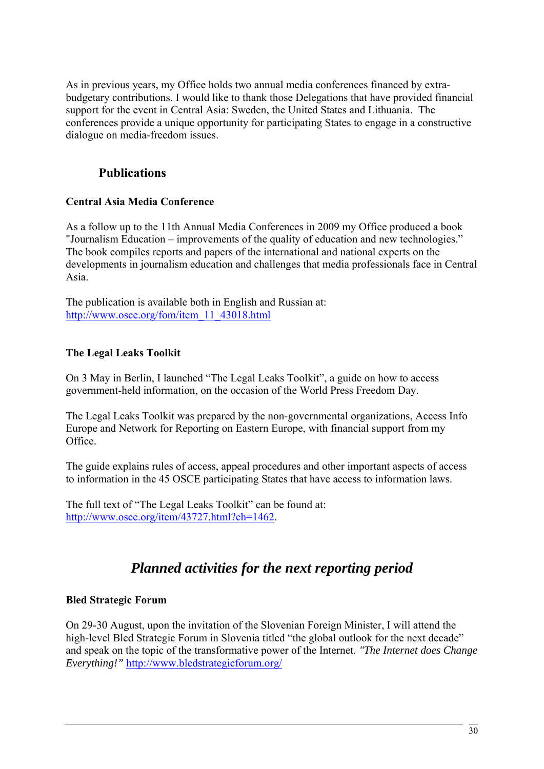As in previous years, my Office holds two annual media conferences financed by extra-budgetary contributions. I would like to thank those Delegations that have provided financial support for the event in Central Asia: Sweden, the United States and Lithuania. The conferences provide a unique opportunity for participating States to engage in a constructive dialogue on media-freedom issues.

## Publications

**Central Asia Media Conference**

As a follow up to the 11th Annual Media Conferences in 2009 my Office produced a book "Journalism Education – improvements of the quality of education and new technologies." The book compiles reports and papers of the international and national experts on the developments in journalism education and challenges that media professionals face in Central Asia.

The publication is available both in English and Russian at: http://www.osce.org/fom/item_11_43018.html

**The Legal Leaks Toolkit**

On 3 May in Berlin, I launched "The Legal Leaks Toolkit", a guide on how to access government-held information, on the occasion of the World Press Freedom Day.

The Legal Leaks Toolkit was prepared by the non-governmental organizations, Access Info Europe and Network for Reporting on Eastern Europe, with financial support from my Office.

The guide explains rules of access, appeal procedures and other important aspects of access to information in the 45 OSCE participating States that have access to information laws.

The full text of "The Legal Leaks Toolkit" can be found at: http://www.osce.org/item/43727.html?ch=1462.

# *Planned activities for the next reporting period*

**Bled Strategic Forum**

On 29-30 August, upon the invitation of the Slovenian Foreign Minister, I will attend the high-level Bled Strategic Forum in Slovenia titled "the global outlook for the next decade" and speak on the topic of the transformative power of the Internet. *"The Internet does Change Everything!"* http://www.bledstrategicforum.org/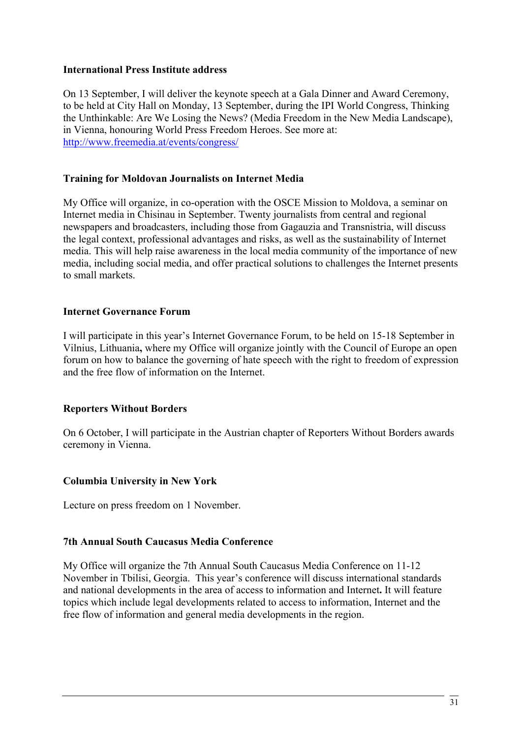**International Press Institute address**

On 13 September, I will deliver the keynote speech at a Gala Dinner and Award Ceremony, to be held at City Hall on Monday, 13 September, during the IPI World Congress, Thinking the Unthinkable: Are We Losing the News? (Media Freedom in the New Media Landscape), in Vienna, honouring World Press Freedom Heroes. See more at: http://www.freemedia.at/events/congress/

**Training for Moldovan Journalists on Internet Media**

My Office will organize, in co-operation with the OSCE Mission to Moldova, a seminar on Internet media in Chisinau in September. Twenty journalists from central and regional newspapers and broadcasters, including those from Gagauzia and Transnistria, will discuss the legal context, professional advantages and risks, as well as the sustainability of Internet media. This will help raise awareness in the local media community of the importance of new media, including social media, and offer practical solutions to challenges the Internet presents to small markets.

**Internet Governance Forum**

I will participate in this year's Internet Governance Forum, to be held on 15-18 September in Vilnius, Lithuania**,** where my Office will organize jointly with the Council of Europe an open forum on how to balance the governing of hate speech with the right to freedom of expression and the free flow of information on the Internet.

**Reporters Without Borders**

On 6 October, I will participate in the Austrian chapter of Reporters Without Borders awards ceremony in Vienna.

**Columbia University in New York**

Lecture on press freedom on 1 November.

**7th Annual South Caucasus Media Conference**

My Office will organize the 7th Annual South Caucasus Media Conference on 11-12 November in Tbilisi, Georgia. This year's conference will discuss international standards and national developments in the area of access to information and Internet**.** It will feature topics which include legal developments related to access to information, Internet and the free flow of information and general media developments in the region.